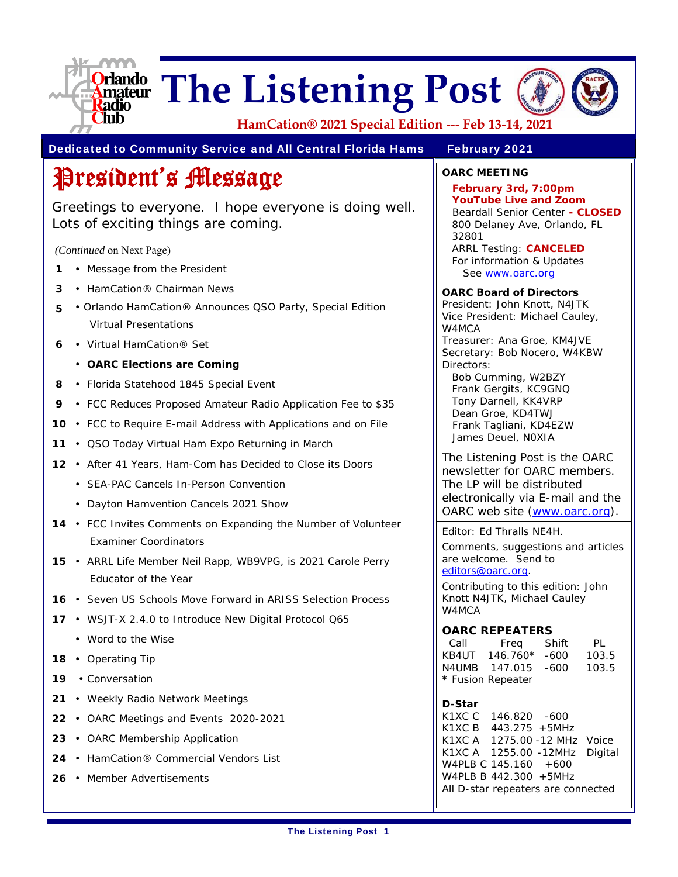# The Listening Post

**HamCation® 2021 Special Edition --- Feb 13-14, 2021**

**Dedicated to Community Service and All Central Florida Hams** — **February 2021**

## President's Message

Greetings to everyone. I hope everyone is doing well. Lots of exciting things are coming.

*(Continued* on Next Page)

- **1** • Message from the President
- **3** • HamCation® Chairman News
- **5** • Orlando HamCation® Announces QSO Party, Special Edition Virtual Presentations
- **6** • Virtual HamCation® Set
  - • **OARC Elections are Coming**
- **8** • Florida Statehood 1845 Special Event
- **9** • FCC Reduces Proposed Amateur Radio Application Fee to $35
- **10** • FCC to Require E-mail Address with Applications and on File
- **11** • QSO Today Virtual Ham Expo Returning in March
- **12** • After 41 Years, Ham-Com has Decided to Close its Doors
  - • SEA-PAC Cancels In-Person Convention
  - • Dayton Hamvention Cancels 2021 Show
- **14** • FCC Invites Comments on Expanding the Number of Volunteer Examiner Coordinators
- **15** • ARRL Life Member Neil Rapp, WB9VPG, is 2021 Carole Perry Educator of the Year
- **16** • Seven US Schools Move Forward in ARISS Selection Process
- **17** • WSJT-X 2.4.0 to Introduce New Digital Protocol Q65
  - • Word to the Wise
- **18** • Operating Tip
- **19** • Conversation
- **21** • Weekly Radio Network Meetings
- **22** • OARC Meetings and Events 2020-2021
- **23** • OARC Membership Application
- **24** • HamCation® Commercial Vendors List
- **26** • Member Advertisements

**OARC MEETING**

**February 3rd, 7:00pm**
**YouTube Live and Zoom**
Beardall Senior Center **- CLOSED**
800 Delaney Ave, Orlando, FL 32801
ARRL Testing: **CANCELED**
For information & Updates
See www.oarc.org

**OARC Board of Directors**
President: John Knott, N4JTK
Vice President: Michael Cauley, W4MCA
Treasurer: Ana Groe, KM4JVE
Secretary: Bob Nocero, W4KBW
Directors:
Bob Cumming, W2BZY
Frank Gergits, KC9GNQ
Tony Darnell, KK4VRP
Dean Groe, KD4TWJ
Frank Tagliani, KD4EZW
James Deuel, N0XIA

The Listening Post is the OARC newsletter for OARC members. The LP will be distributed electronically via E-mail and the OARC web site (www.oarc.org).

Editor: Ed Thralls NE4H.

Comments, suggestions and articles are welcome. Send to editors@oarc.org.

Contributing to this edition: John Knott N4JTK, Michael Cauley W4MCA

**OARC REPEATERS**

| Call | Freq | Shift | PL |
|---|---|---|---|
| KB4UT | 146.760* | -600 | 103.5 |
| N4UMB | 147.015 | -600 | 103.5 |

\* Fusion Repeater

**D-Star**

| Call | Freq | Shift | Mode |
|---|---|---|---|
| K1XC C | 146.820 | -600 | |
| K1XC B | 443.275 | +5MHz | |
| K1XC A | 1275.00 | -12 MHz | Voice |
| K1XC A | 1255.00 | -12MHz | Digital |
| W4PLB C | 145.160 | +600 | |
| W4PLB B | 442.300 | +5MHz | |

All D-star repeaters are connected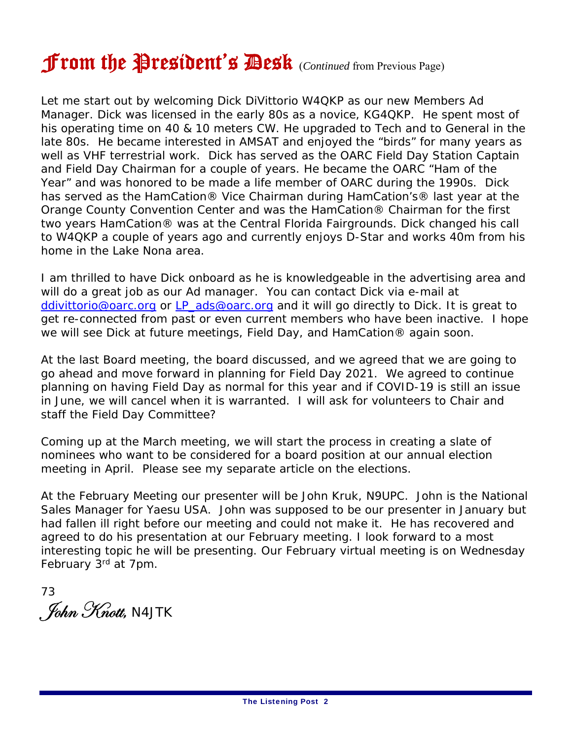# From the President's Desk (*Continued* from Previous Page)

Let me start out by welcoming Dick DiVittorio W4QKP as our new Members Ad Manager. Dick was licensed in the early 80s as a novice, KG4QKP. He spent most of his operating time on 40 & 10 meters CW. He upgraded to Tech and to General in the late 80s. He became interested in AMSAT and enjoyed the "birds" for many years as well as VHF terrestrial work. Dick has served as the OARC Field Day Station Captain and Field Day Chairman for a couple of years. He became the OARC "Ham of the Year" and was honored to be made a life member of OARC during the 1990s. Dick has served as the HamCation® Vice Chairman during HamCation's® last year at the Orange County Convention Center and was the HamCation® Chairman for the first two years HamCation® was at the Central Florida Fairgrounds. Dick changed his call to W4QKP a couple of years ago and currently enjoys D-Star and works 40m from his home in the Lake Nona area.

I am thrilled to have Dick onboard as he is knowledgeable in the advertising area and will do a great job as our Ad manager. You can contact Dick via e-mail at ddivittorio@oarc.org or LP_ads@oarc.org and it will go directly to Dick. It is great to get re-connected from past or even current members who have been inactive. I hope we will see Dick at future meetings, Field Day, and HamCation® again soon.

At the last Board meeting, the board discussed, and we agreed that we are going to go ahead and move forward in planning for Field Day 2021. We agreed to continue planning on having Field Day as normal for this year and if COVID-19 is still an issue in June, we will cancel when it is warranted. I will ask for volunteers to Chair and staff the Field Day Committee?

Coming up at the March meeting, we will start the process in creating a slate of nominees who want to be considered for a board position at our annual election meeting in April. Please see my separate article on the elections.

At the February Meeting our presenter will be John Kruk, N9UPC. John is the National Sales Manager for Yaesu USA. John was supposed to be our presenter in January but had fallen ill right before our meeting and could not make it. He has recovered and agreed to do his presentation at our February meeting. I look forward to a most interesting topic he will be presenting. Our February virtual meeting is on Wednesday February 3rd at 7pm.

73

*John Knott*, N4JTK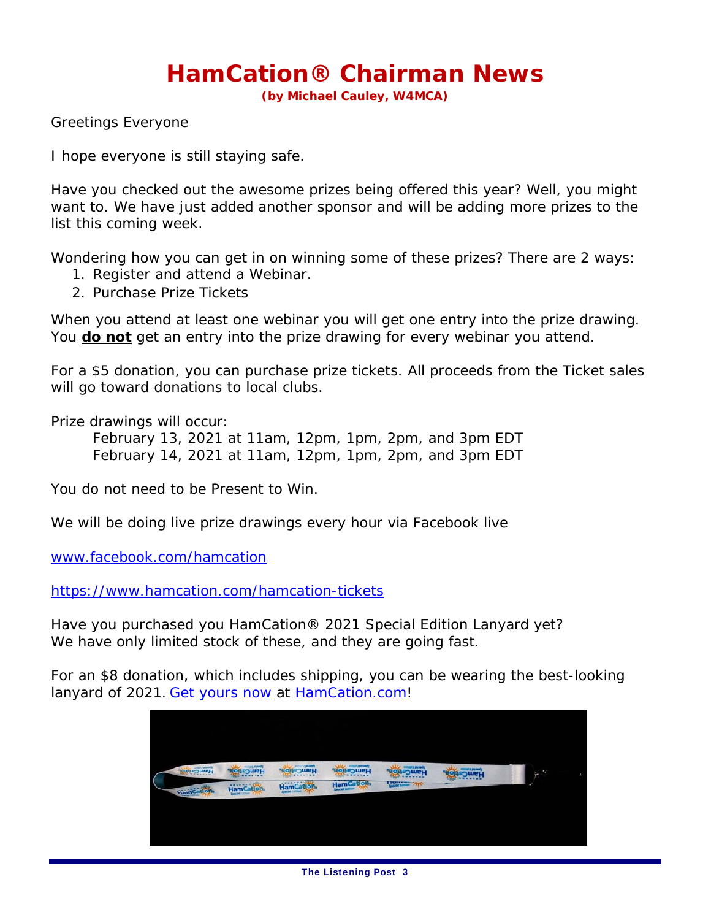# HamCation® Chairman News

**(by Michael Cauley, W4MCA)**

Greetings Everyone

I hope everyone is still staying safe.

Have you checked out the awesome prizes being offered this year? Well, you might want to. We have just added another sponsor and will be adding more prizes to the list this coming week.

Wondering how you can get in on winning some of these prizes? There are 2 ways:

1. Register and attend a Webinar.
2. Purchase Prize Tickets

When you attend at least one webinar you will get one entry into the prize drawing. You **do not** get an entry into the prize drawing for every webinar you attend.

For a $5 donation, you can purchase prize tickets. All proceeds from the Ticket sales will go toward donations to local clubs.

Prize drawings will occur:

February 13, 2021 at 11am, 12pm, 1pm, 2pm, and 3pm EDT
February 14, 2021 at 11am, 12pm, 1pm, 2pm, and 3pm EDT

You do not need to be Present to Win.

We will be doing live prize drawings every hour via Facebook live

www.facebook.com/hamcation

https://www.hamcation.com/hamcation-tickets

Have you purchased you HamCation® 2021 Special Edition Lanyard yet?
We have only limited stock of these, and they are going fast.

For an $8 donation, which includes shipping, you can be wearing the best-looking lanyard of 2021. Get yours now at HamCation.com!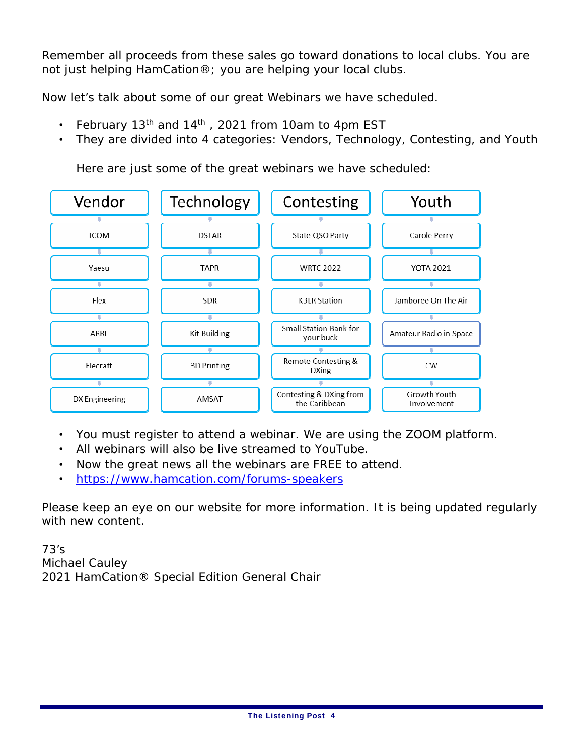Remember all proceeds from these sales go toward donations to local clubs. You are not just helping HamCation®; you are helping your local clubs.

Now let's talk about some of our great Webinars we have scheduled.

- February 13th and 14th , 2021 from 10am to 4pm EST
- They are divided into 4 categories: Vendors, Technology, Contesting, and Youth

Here are just some of the great webinars we have scheduled:

| Vendor | Technology | Contesting | Youth |
| --- | --- | --- | --- |
| ICOM | DSTAR | State QSO Party | Carole Perry |
| Yaesu | TAPR | WRTC 2022 | YOTA 2021 |
| Flex | SDR | K3LR Station | Jamboree On The Air |
| ARRL | Kit Building | Small Station Bank for your buck | Amateur Radio in Space |
| Elecraft | 3D Printing | Remote Contesting & DXing | CW |
| DX Engineering | AMSAT | Contesting & DXing from the Caribbean | Growth Youth Involvement |

- You must register to attend a webinar. We are using the ZOOM platform.
- All webinars will also be live streamed to YouTube.
- Now the great news all the webinars are FREE to attend.
- https://www.hamcation.com/forums-speakers

Please keep an eye on our website for more information. It is being updated regularly with new content.

73's  
Michael Cauley  
2021 HamCation® Special Edition General Chair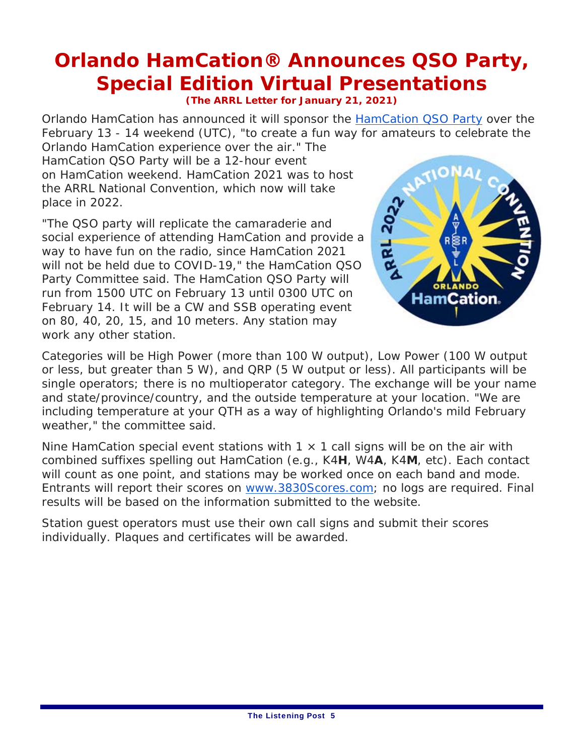# Orlando HamCation® Announces QSO Party, Special Edition Virtual Presentations

***(The ARRL Letter for January 21, 2021)***

Orlando HamCation has announced it will sponsor the [HamCation QSO Party] over the February 13 - 14 weekend (UTC), "to create a fun way for amateurs to celebrate the Orlando HamCation experience over the air." The HamCation QSO Party will be a 12-hour event on HamCation weekend. HamCation 2021 was to host the ARRL National Convention, which now will take place in 2022.

"The QSO party will replicate the camaraderie and social experience of attending HamCation and provide a way to have fun on the radio, since HamCation 2021 will not be held due to COVID-19," the HamCation QSO Party Committee said. The HamCation QSO Party will run from 1500 UTC on February 13 until 0300 UTC on February 14. It will be a CW and SSB operating event on 80, 40, 20, 15, and 10 meters. Any station may work any other station.

Categories will be High Power (more than 100 W output), Low Power (100 W output or less, but greater than 5 W), and QRP (5 W output or less). All participants will be single operators; there is no multioperator category. The exchange will be your name and state/province/country, and the outside temperature at your location. "We are including temperature at your QTH as a way of highlighting Orlando's mild February weather," the committee said.

Nine HamCation special event stations with 1 × 1 call signs will be on the air with combined suffixes spelling out HamCation (e.g., K4**H**, W4**A**, K4**M**, etc). Each contact will count as one point, and stations may be worked once on each band and mode. Entrants will report their scores on www.3830Scores.com; no logs are required. Final results will be based on the information submitted to the website.

Station guest operators must use their own call signs and submit their scores individually. Plaques and certificates will be awarded.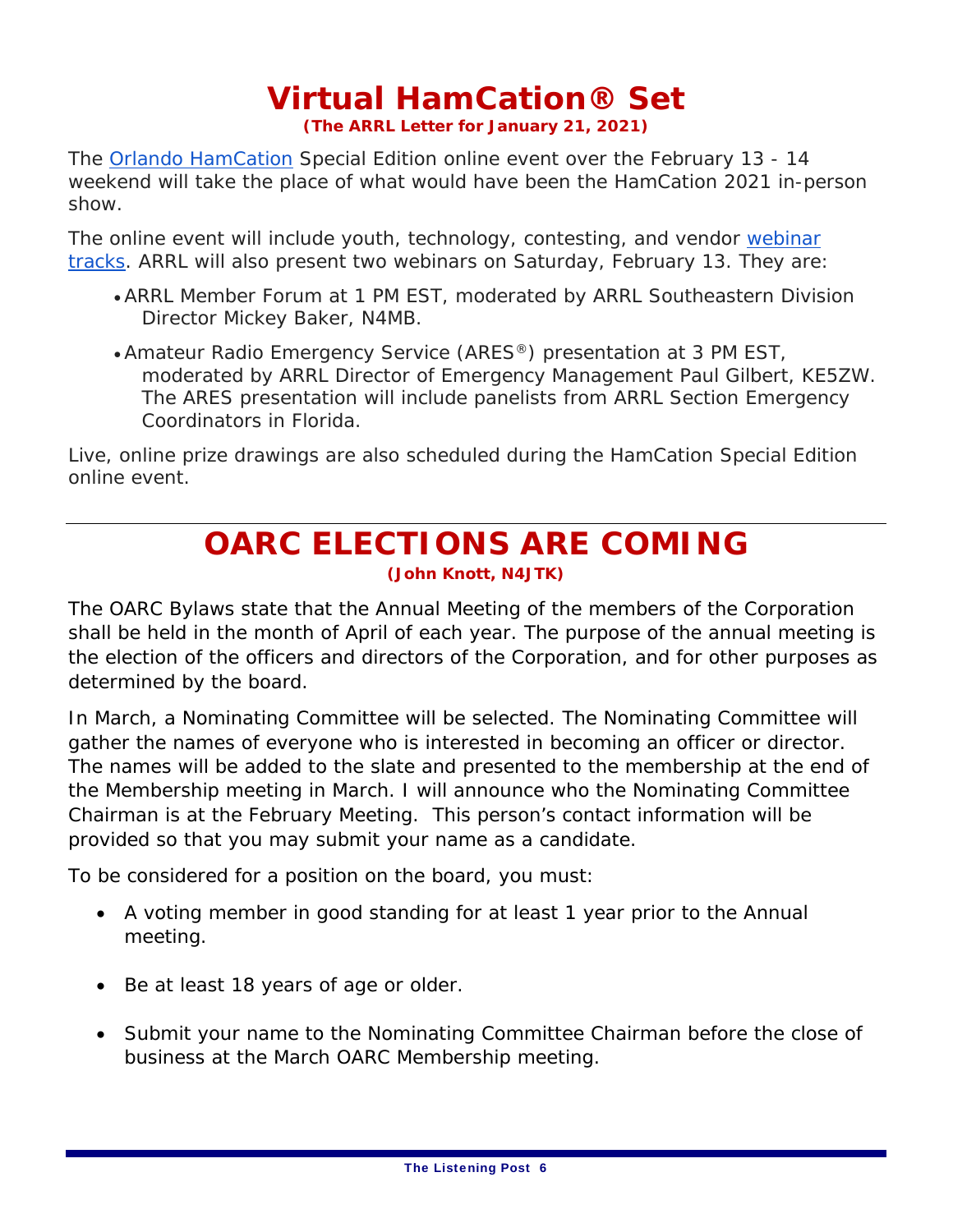# Virtual HamCation® Set

***(The ARRL Letter for January 21, 2021)***

The Orlando HamCation Special Edition online event over the February 13 - 14 weekend will take the place of what would have been the HamCation 2021 in-person show.

The online event will include youth, technology, contesting, and vendor webinar tracks. ARRL will also present two webinars on Saturday, February 13. They are:

- ARRL Member Forum at 1 PM EST, moderated by ARRL Southeastern Division Director Mickey Baker, N4MB.
- Amateur Radio Emergency Service (ARES®) presentation at 3 PM EST, moderated by ARRL Director of Emergency Management Paul Gilbert, KE5ZW. The ARES presentation will include panelists from ARRL Section Emergency Coordinators in Florida.

Live, online prize drawings are also scheduled during the HamCation Special Edition online event.

---

# OARC ELECTIONS ARE COMING

***(John Knott, N4JTK)***

The OARC Bylaws state that the Annual Meeting of the members of the Corporation shall be held in the month of April of each year. The purpose of the annual meeting is the election of the officers and directors of the Corporation, and for other purposes as determined by the board.

In March, a Nominating Committee will be selected. The Nominating Committee will gather the names of everyone who is interested in becoming an officer or director. The names will be added to the slate and presented to the membership at the end of the Membership meeting in March. I will announce who the Nominating Committee Chairman is at the February Meeting. This person's contact information will be provided so that you may submit your name as a candidate.

To be considered for a position on the board, you must:

- A voting member in good standing for at least 1 year prior to the Annual meeting.
- Be at least 18 years of age or older.
- Submit your name to the Nominating Committee Chairman before the close of business at the March OARC Membership meeting.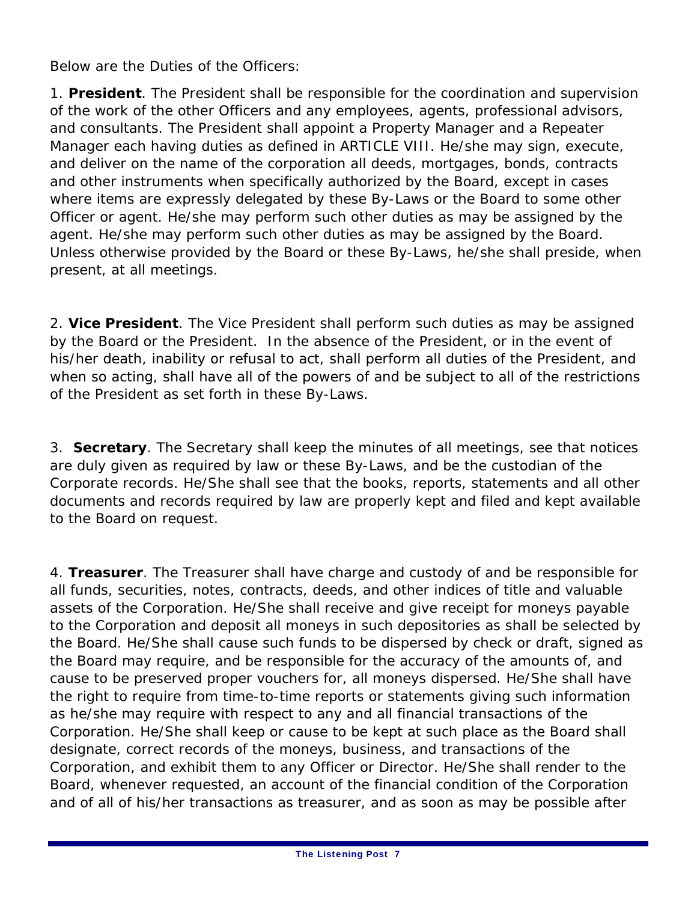Below are the Duties of the Officers:

1. **President**. The President shall be responsible for the coordination and supervision of the work of the other Officers and any employees, agents, professional advisors, and consultants. The President shall appoint a Property Manager and a Repeater Manager each having duties as defined in ARTICLE VIII. He/she may sign, execute, and deliver on the name of the corporation all deeds, mortgages, bonds, contracts and other instruments when specifically authorized by the Board, except in cases where items are expressly delegated by these By-Laws or the Board to some other Officer or agent. He/she may perform such other duties as may be assigned by the agent. He/she may perform such other duties as may be assigned by the Board. Unless otherwise provided by the Board or these By-Laws, he/she shall preside, when present, at all meetings.

2. **Vice President**. The Vice President shall perform such duties as may be assigned by the Board or the President. In the absence of the President, or in the event of his/her death, inability or refusal to act, shall perform all duties of the President, and when so acting, shall have all of the powers of and be subject to all of the restrictions of the President as set forth in these By-Laws.

3. **Secretary**. The Secretary shall keep the minutes of all meetings, see that notices are duly given as required by law or these By-Laws, and be the custodian of the Corporate records. He/She shall see that the books, reports, statements and all other documents and records required by law are properly kept and filed and kept available to the Board on request.

4. **Treasurer**. The Treasurer shall have charge and custody of and be responsible for all funds, securities, notes, contracts, deeds, and other indices of title and valuable assets of the Corporation. He/She shall receive and give receipt for moneys payable to the Corporation and deposit all moneys in such depositories as shall be selected by the Board. He/She shall cause such funds to be dispersed by check or draft, signed as the Board may require, and be responsible for the accuracy of the amounts of, and cause to be preserved proper vouchers for, all moneys dispersed. He/She shall have the right to require from time-to-time reports or statements giving such information as he/she may require with respect to any and all financial transactions of the Corporation. He/She shall keep or cause to be kept at such place as the Board shall designate, correct records of the moneys, business, and transactions of the Corporation, and exhibit them to any Officer or Director. He/She shall render to the Board, whenever requested, an account of the financial condition of the Corporation and of all of his/her transactions as treasurer, and as soon as may be possible after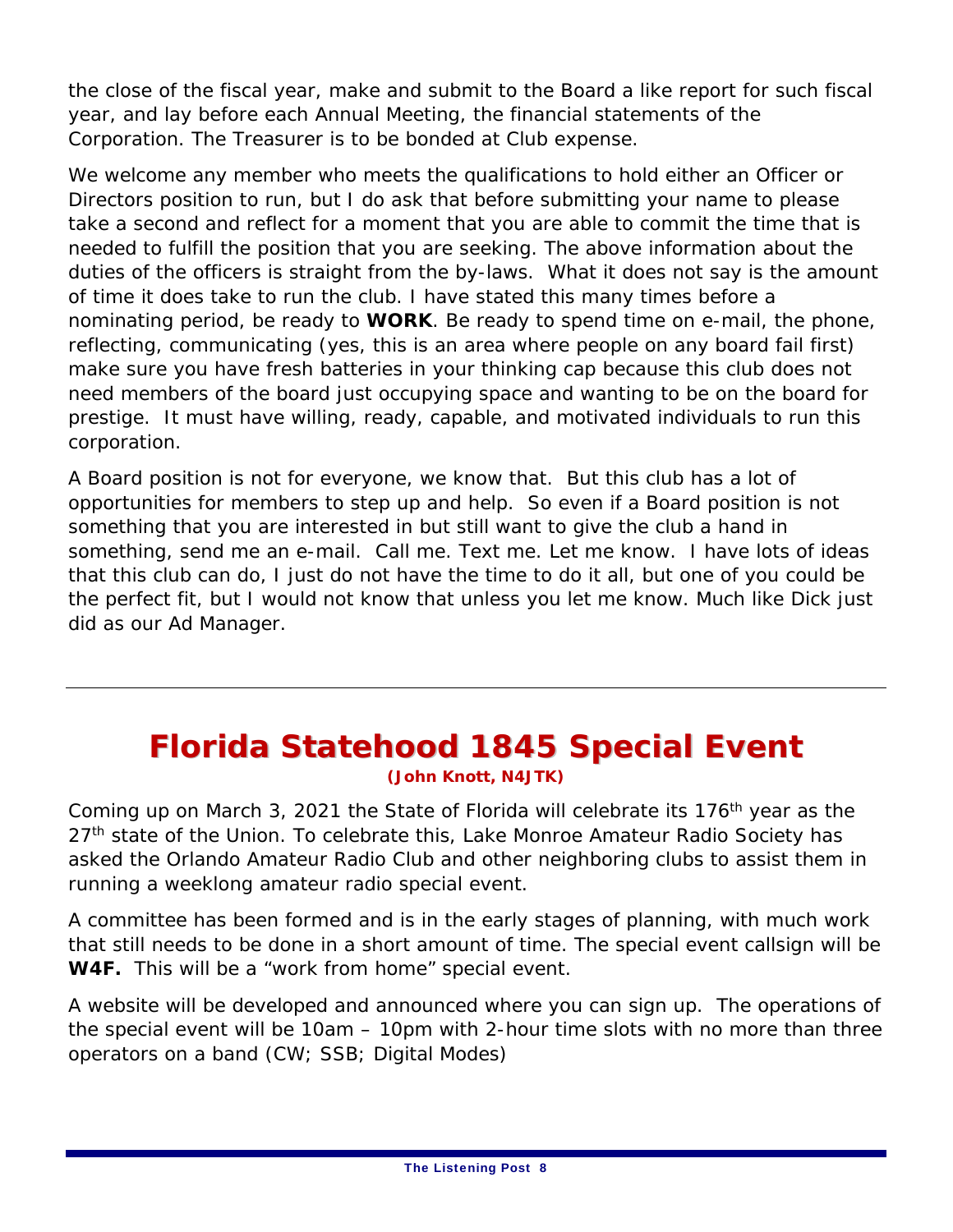the close of the fiscal year, make and submit to the Board a like report for such fiscal year, and lay before each Annual Meeting, the financial statements of the Corporation. The Treasurer is to be bonded at Club expense.

We welcome any member who meets the qualifications to hold either an Officer or Directors position to run, but I do ask that before submitting your name to please take a second and reflect for a moment that you are able to commit the time that is needed to fulfill the position that you are seeking. The above information about the duties of the officers is straight from the by-laws. What it does not say is the amount of time it does take to run the club. I have stated this many times before a nominating period, be ready to **WORK**. Be ready to spend time on e-mail, the phone, reflecting, communicating (yes, this is an area where people on any board fail first) make sure you have fresh batteries in your thinking cap because this club does not need members of the board just occupying space and wanting to be on the board for prestige. It must have willing, ready, capable, and motivated individuals to run this corporation.

A Board position is not for everyone, we know that. But this club has a lot of opportunities for members to step up and help. So even if a Board position is not something that you are interested in but still want to give the club a hand in something, send me an e-mail. Call me. Text me. Let me know. I have lots of ideas that this club can do, I just do not have the time to do it all, but one of you could be the perfect fit, but I would not know that unless you let me know. Much like Dick just did as our Ad Manager.

---

# Florida Statehood 1845 Special Event

**(John Knott, N4JTK)**

Coming up on March 3, 2021 the State of Florida will celebrate its 176th year as the 27th state of the Union. To celebrate this, Lake Monroe Amateur Radio Society has asked the Orlando Amateur Radio Club and other neighboring clubs to assist them in running a weeklong amateur radio special event.

A committee has been formed and is in the early stages of planning, with much work that still needs to be done in a short amount of time. The special event callsign will be **W4F.** This will be a "work from home" special event.

A website will be developed and announced where you can sign up. The operations of the special event will be 10am – 10pm with 2-hour time slots with no more than three operators on a band (CW; SSB; Digital Modes)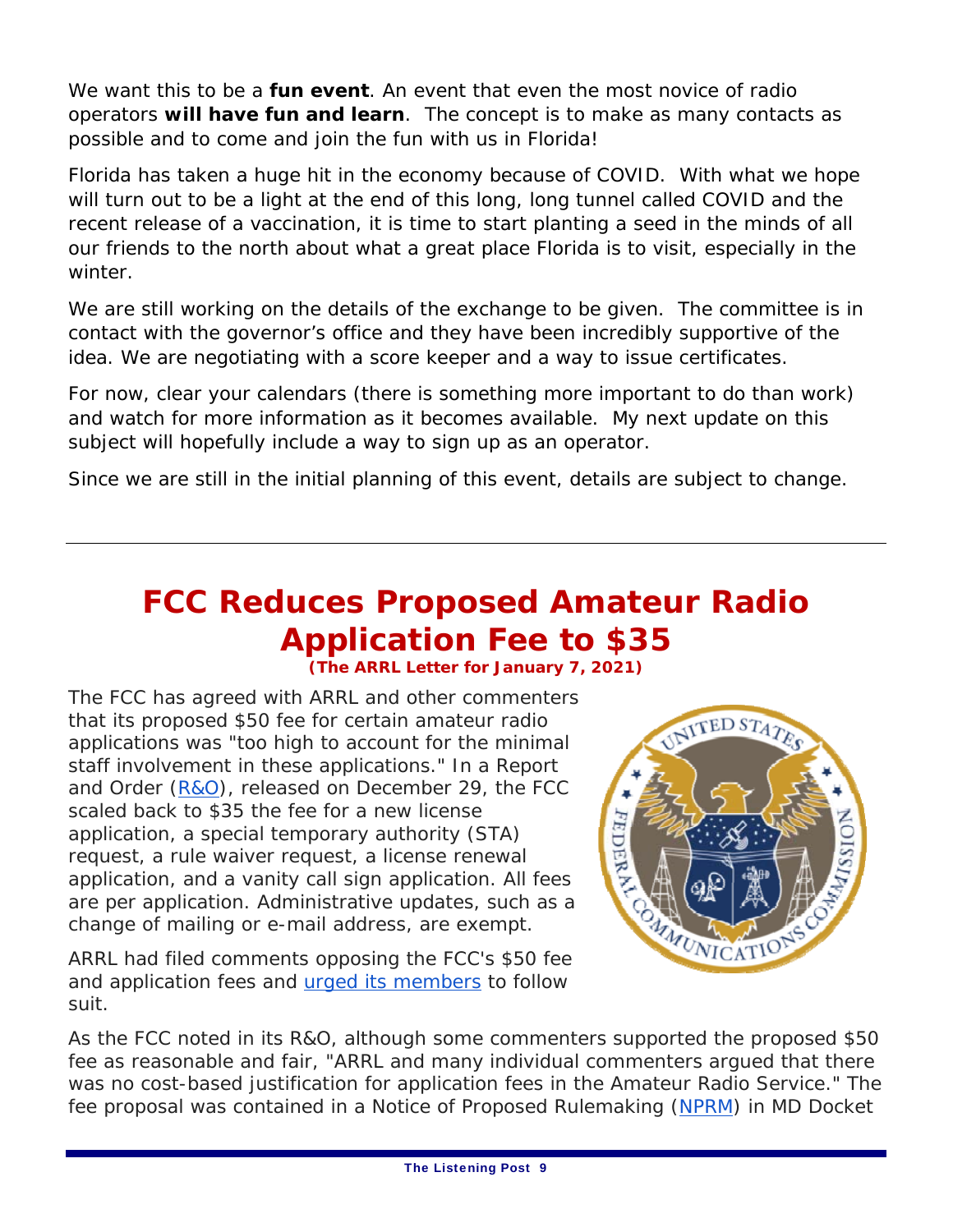We want this to be a **fun event**. An event that even the most novice of radio operators **will have fun and learn**. The concept is to make as many contacts as possible and to come and join the fun with us in Florida!

Florida has taken a huge hit in the economy because of COVID. With what we hope will turn out to be a light at the end of this long, long tunnel called COVID and the recent release of a vaccination, it is time to start planting a seed in the minds of all our friends to the north about what a great place Florida is to visit, especially in the winter.

We are still working on the details of the exchange to be given. The committee is in contact with the governor's office and they have been incredibly supportive of the idea. We are negotiating with a score keeper and a way to issue certificates.

For now, clear your calendars (there is something more important to do than work) and watch for more information as it becomes available. My next update on this subject will hopefully include a way to sign up as an operator.

Since we are still in the initial planning of this event, details are subject to change.

---

# FCC Reduces Proposed Amateur Radio Application Fee to $35

**(The ARRL Letter for January 7, 2021)**

The FCC has agreed with ARRL and other commenters that its proposed $50 fee for certain amateur radio applications was "too high to account for the minimal staff involvement in these applications." In a Report and Order (R&O), released on December 29, the FCC scaled back to $35 the fee for a new license application, a special temporary authority (STA) request, a rule waiver request, a license renewal application, and a vanity call sign application. All fees are per application. Administrative updates, such as a change of mailing or e-mail address, are exempt.

ARRL had filed comments opposing the FCC's $50 fee and application fees and urged its members to follow suit.

As the FCC noted in its R&O, although some commenters supported the proposed $50 fee as reasonable and fair, "ARRL and many individual commenters argued that there was no cost-based justification for application fees in the Amateur Radio Service." The fee proposal was contained in a Notice of Proposed Rulemaking (NPRM) in MD Docket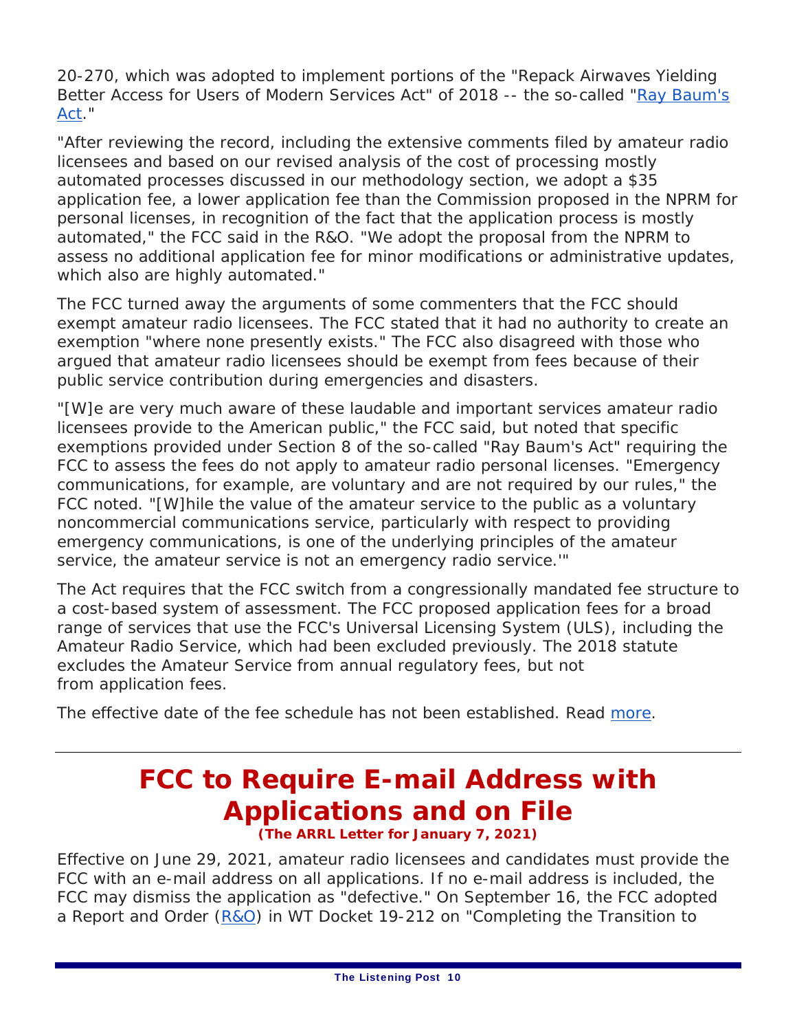20-270, which was adopted to implement portions of the "Repack Airwaves Yielding Better Access for Users of Modern Services Act" of 2018 -- the so-called "Ray Baum's Act."

"After reviewing the record, including the extensive comments filed by amateur radio licensees and based on our revised analysis of the cost of processing mostly automated processes discussed in our methodology section, we adopt a $35 application fee, a lower application fee than the Commission proposed in the NPRM for personal licenses, in recognition of the fact that the application process is mostly automated," the FCC said in the R&O. "We adopt the proposal from the NPRM to assess no additional application fee for minor modifications or administrative updates, which also are highly automated."

The FCC turned away the arguments of some commenters that the FCC should exempt amateur radio licensees. The FCC stated that it had no authority to create an exemption "where none presently exists." The FCC also disagreed with those who argued that amateur radio licensees should be exempt from fees because of their public service contribution during emergencies and disasters.

"[W]e are very much aware of these laudable and important services amateur radio licensees provide to the American public," the FCC said, but noted that specific exemptions provided under Section 8 of the so-called "Ray Baum's Act" requiring the FCC to assess the fees do not apply to amateur radio personal licenses. "Emergency communications, for example, are voluntary and are not required by our rules," the FCC noted. "[W]hile the value of the amateur service to the public as a voluntary noncommercial communications service, particularly with respect to providing emergency communications, is one of the underlying principles of the amateur service, the amateur service is not an emergency radio service.'"

The Act requires that the FCC switch from a congressionally mandated fee structure to a cost-based system of assessment. The FCC proposed application fees for a broad range of services that use the FCC's Universal Licensing System (ULS), including the Amateur Radio Service, which had been excluded previously. The 2018 statute excludes the Amateur Service from annual regulatory fees, but not from application fees.

The effective date of the fee schedule has not been established. Read more.

---

## FCC to Require E-mail Address with Applications and on File

***(The ARRL Letter for January 7, 2021)***

Effective on June 29, 2021, amateur radio licensees and candidates must provide the FCC with an e-mail address on all applications. If no e-mail address is included, the FCC may dismiss the application as "defective." On September 16, the FCC adopted a Report and Order (R&O) in WT Docket 19-212 on "Completing the Transition to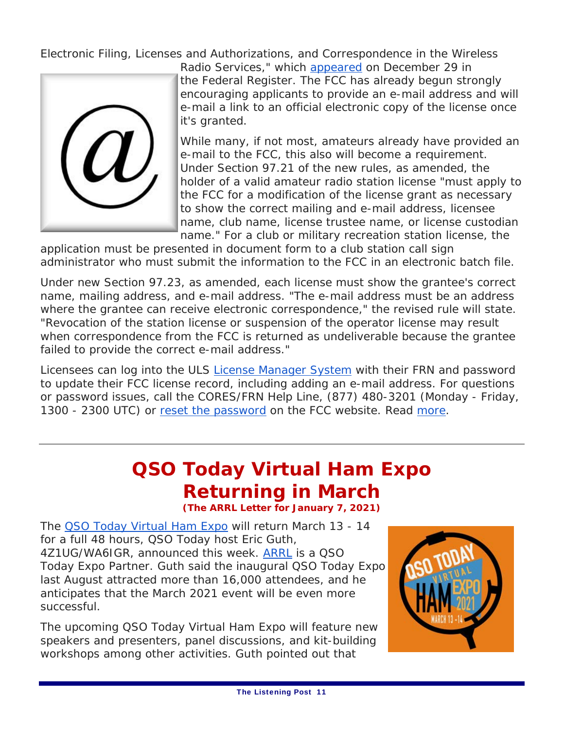Electronic Filing, Licenses and Authorizations, and Correspondence in the Wireless Radio Services," which appeared on December 29 in the Federal Register. The FCC has already begun strongly encouraging applicants to provide an e-mail address and will e-mail a link to an official electronic copy of the license once it's granted.

While many, if not most, amateurs already have provided an e-mail to the FCC, this also will become a requirement. Under Section 97.21 of the new rules, as amended, the holder of a valid amateur radio station license "must apply to the FCC for a modification of the license grant as necessary to show the correct mailing and e-mail address, licensee name, club name, license trustee name, or license custodian name." For a club or military recreation station license, the application must be presented in document form to a club station call sign administrator who must submit the information to the FCC in an electronic batch file.

Under new Section 97.23, as amended, each license must show the grantee's correct name, mailing address, and e-mail address. "The e-mail address must be an address where the grantee can receive electronic correspondence," the revised rule will state. "Revocation of the station license or suspension of the operator license may result when correspondence from the FCC is returned as undeliverable because the grantee failed to provide the correct e-mail address."

Licensees can log into the ULS License Manager System with their FRN and password to update their FCC license record, including adding an e-mail address. For questions or password issues, call the CORES/FRN Help Line, (877) 480-3201 (Monday - Friday, 1300 - 2300 UTC) or reset the password on the FCC website. Read more.

---

# QSO Today Virtual Ham Expo Returning in March

***(The ARRL Letter for January 7, 2021)***

The QSO Today Virtual Ham Expo will return March 13 - 14 for a full 48 hours, QSO Today host Eric Guth, 4Z1UG/WA6IGR, announced this week. ARRL is a QSO Today Expo Partner. Guth said the inaugural QSO Today Expo last August attracted more than 16,000 attendees, and he anticipates that the March 2021 event will be even more successful.

The upcoming QSO Today Virtual Ham Expo will feature new speakers and presenters, panel discussions, and kit-building workshops among other activities. Guth pointed out that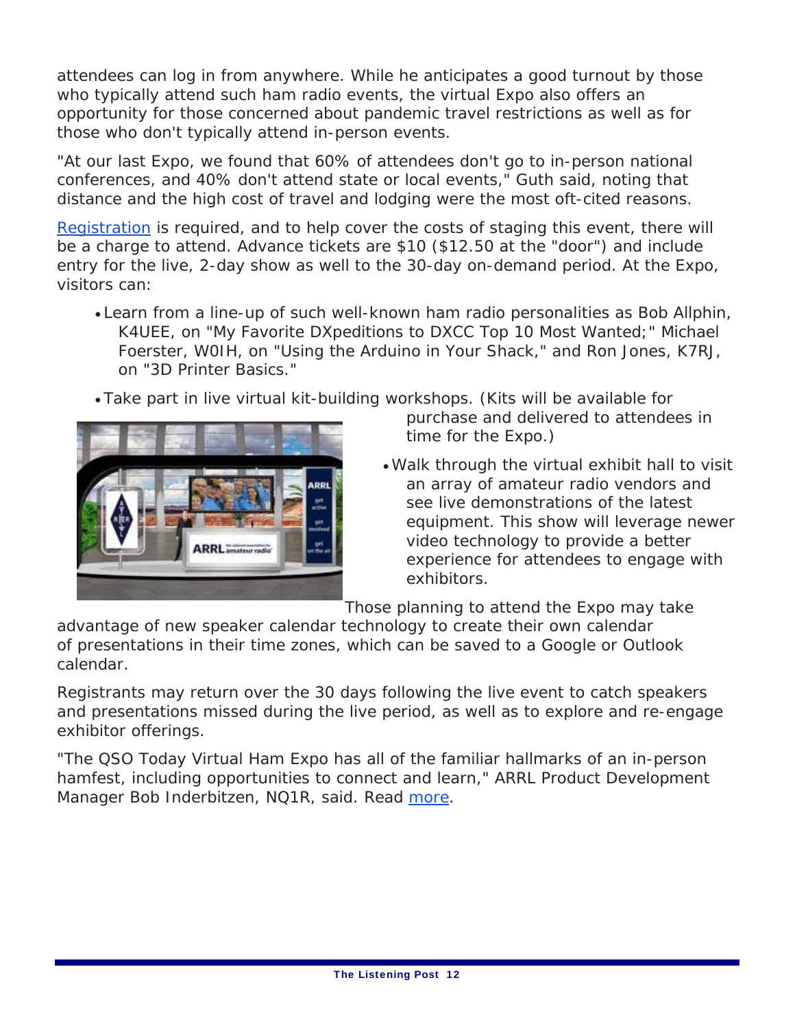attendees can log in from anywhere. While he anticipates a good turnout by those who typically attend such ham radio events, the virtual Expo also offers an opportunity for those concerned about pandemic travel restrictions as well as for those who don't typically attend in-person events.

"At our last Expo, we found that 60% of attendees don't go to in-person national conferences, and 40% don't attend state or local events," Guth said, noting that distance and the high cost of travel and lodging were the most oft-cited reasons.

Registration is required, and to help cover the costs of staging this event, there will be a charge to attend. Advance tickets are $10 ($12.50 at the "door") and include entry for the live, 2-day show as well to the 30-day on-demand period. At the Expo, visitors can:

- Learn from a line-up of such well-known ham radio personalities as Bob Allphin, K4UEE, on "My Favorite DXpeditions to DXCC Top 10 Most Wanted;" Michael Foerster, W0IH, on "Using the Arduino in Your Shack," and Ron Jones, K7RJ, on "3D Printer Basics."
- Take part in live virtual kit-building workshops. (Kits will be available for purchase and delivered to attendees in time for the Expo.)
- Walk through the virtual exhibit hall to visit an array of amateur radio vendors and see live demonstrations of the latest equipment. This show will leverage newer video technology to provide a better experience for attendees to engage with exhibitors.

Those planning to attend the Expo may take advantage of new speaker calendar technology to create their own calendar of presentations in their time zones, which can be saved to a Google or Outlook calendar.

Registrants may return over the 30 days following the live event to catch speakers and presentations missed during the live period, as well as to explore and re-engage exhibitor offerings.

"The QSO Today Virtual Ham Expo has all of the familiar hallmarks of an in-person hamfest, including opportunities to connect and learn," ARRL Product Development Manager Bob Inderbitzen, NQ1R, said. Read more.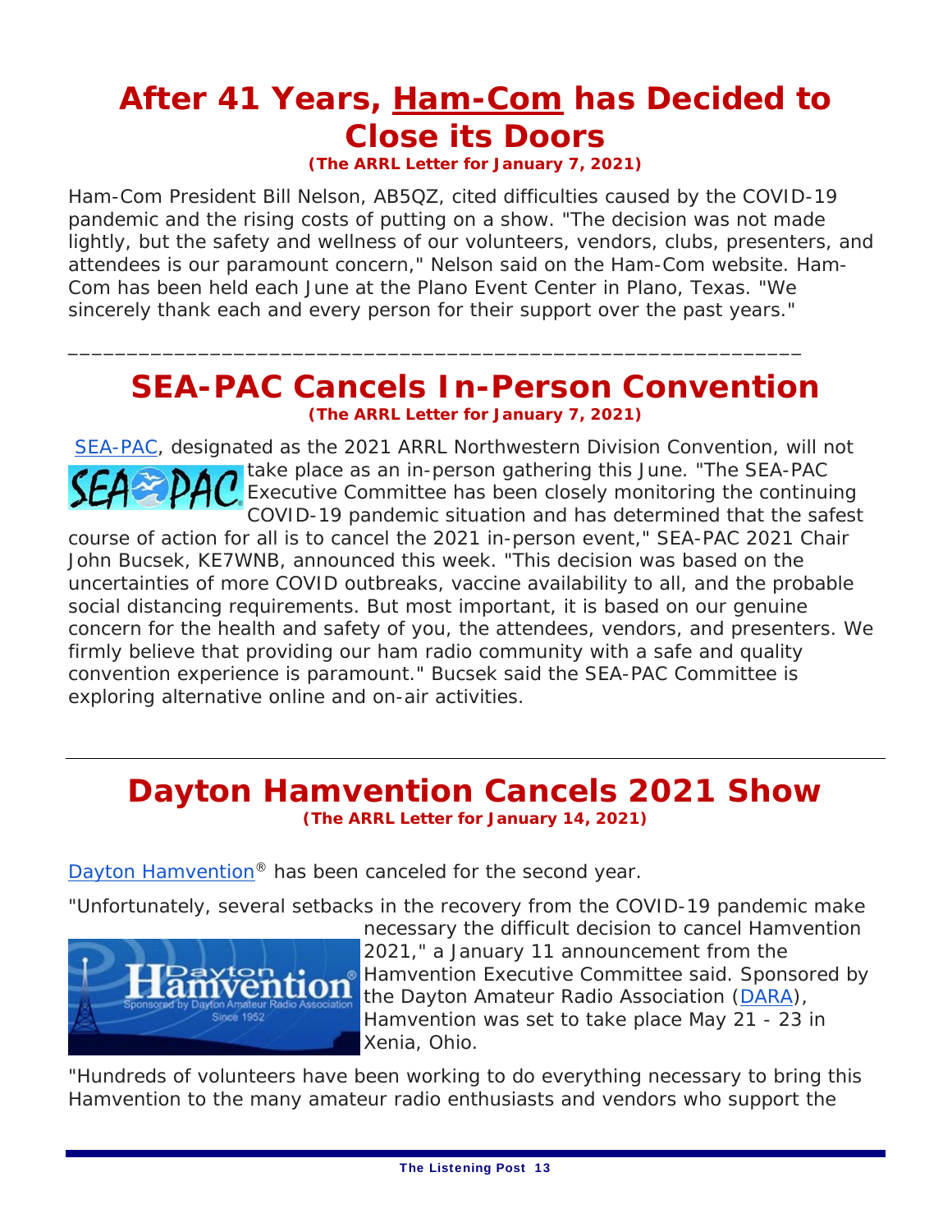# After 41 Years, Ham-Com has Decided to Close its Doors

***(The ARRL Letter for January 7, 2021)***

Ham-Com President Bill Nelson, AB5QZ, cited difficulties caused by the COVID-19 pandemic and the rising costs of putting on a show. "The decision was not made lightly, but the safety and wellness of our volunteers, vendors, clubs, presenters, and attendees is our paramount concern," Nelson said on the Ham-Com website. Ham-Com has been held each June at the Plano Event Center in Plano, Texas. "We sincerely thank each and every person for their support over the past years."

---

# SEA-PAC Cancels In-Person Convention

***(The ARRL Letter for January 7, 2021)***

SEA-PAC, designated as the 2021 ARRL Northwestern Division Convention, will not take place as an in-person gathering this June. "The SEA-PAC Executive Committee has been closely monitoring the continuing COVID-19 pandemic situation and has determined that the safest course of action for all is to cancel the 2021 in-person event," SEA-PAC 2021 Chair John Bucsek, KE7WNB, announced this week. "This decision was based on the uncertainties of more COVID outbreaks, vaccine availability to all, and the probable social distancing requirements. But most important, it is based on our genuine concern for the health and safety of you, the attendees, vendors, and presenters. We firmly believe that providing our ham radio community with a safe and quality convention experience is paramount." Bucsek said the SEA-PAC Committee is exploring alternative online and on-air activities.

---

# Dayton Hamvention Cancels 2021 Show

***(The ARRL Letter for January 14, 2021)***

Dayton Hamvention® has been canceled for the second year.

"Unfortunately, several setbacks in the recovery from the COVID-19 pandemic make necessary the difficult decision to cancel Hamvention 2021," a January 11 announcement from the Hamvention Executive Committee said. Sponsored by the Dayton Amateur Radio Association (DARA), Hamvention was set to take place May 21 - 23 in Xenia, Ohio.

"Hundreds of volunteers have been working to do everything necessary to bring this Hamvention to the many amateur radio enthusiasts and vendors who support the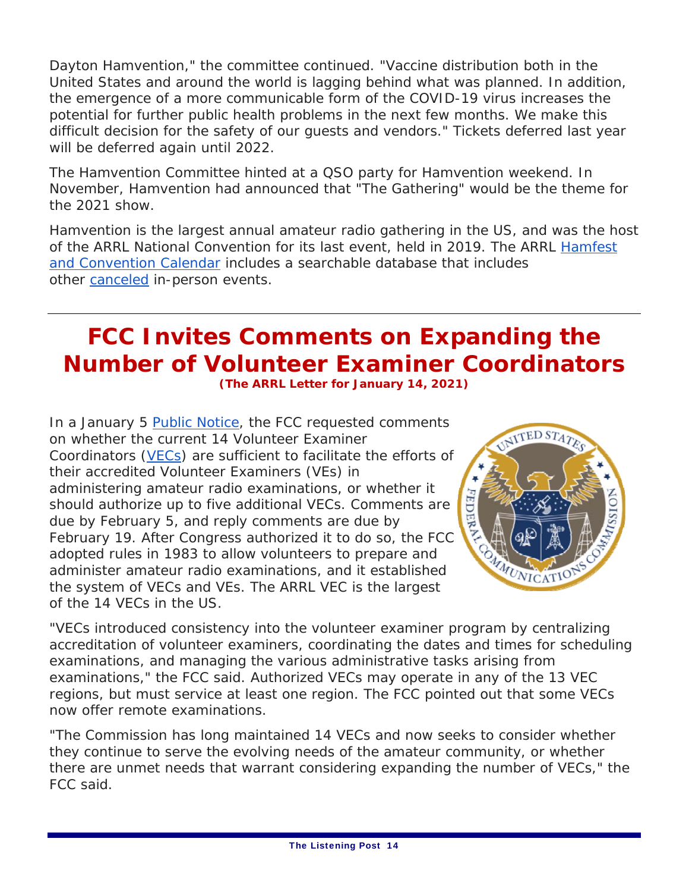Dayton Hamvention," the committee continued. "Vaccine distribution both in the United States and around the world is lagging behind what was planned. In addition, the emergence of a more communicable form of the COVID-19 virus increases the potential for further public health problems in the next few months. We make this difficult decision for the safety of our guests and vendors." Tickets deferred last year will be deferred again until 2022.

The Hamvention Committee hinted at a QSO party for Hamvention weekend. In November, Hamvention had announced that "The Gathering" would be the theme for the 2021 show.

Hamvention is the largest annual amateur radio gathering in the US, and was the host of the ARRL National Convention for its last event, held in 2019. The ARRL Hamfest and Convention Calendar includes a searchable database that includes other canceled in-person events.

---

# FCC Invites Comments on Expanding the Number of Volunteer Examiner Coordinators

**(The ARRL Letter for January 14, 2021)**

In a January 5 Public Notice, the FCC requested comments on whether the current 14 Volunteer Examiner Coordinators (VECs) are sufficient to facilitate the efforts of their accredited Volunteer Examiners (VEs) in administering amateur radio examinations, or whether it should authorize up to five additional VECs. Comments are due by February 5, and reply comments are due by February 19. After Congress authorized it to do so, the FCC adopted rules in 1983 to allow volunteers to prepare and administer amateur radio examinations, and it established the system of VECs and VEs. The ARRL VEC is the largest of the 14 VECs in the US.

"VECs introduced consistency into the volunteer examiner program by centralizing accreditation of volunteer examiners, coordinating the dates and times for scheduling examinations, and managing the various administrative tasks arising from examinations," the FCC said. Authorized VECs may operate in any of the 13 VEC regions, but must service at least one region. The FCC pointed out that some VECs now offer remote examinations.

"The Commission has long maintained 14 VECs and now seeks to consider whether they continue to serve the evolving needs of the amateur community, or whether there are unmet needs that warrant considering expanding the number of VECs," the FCC said.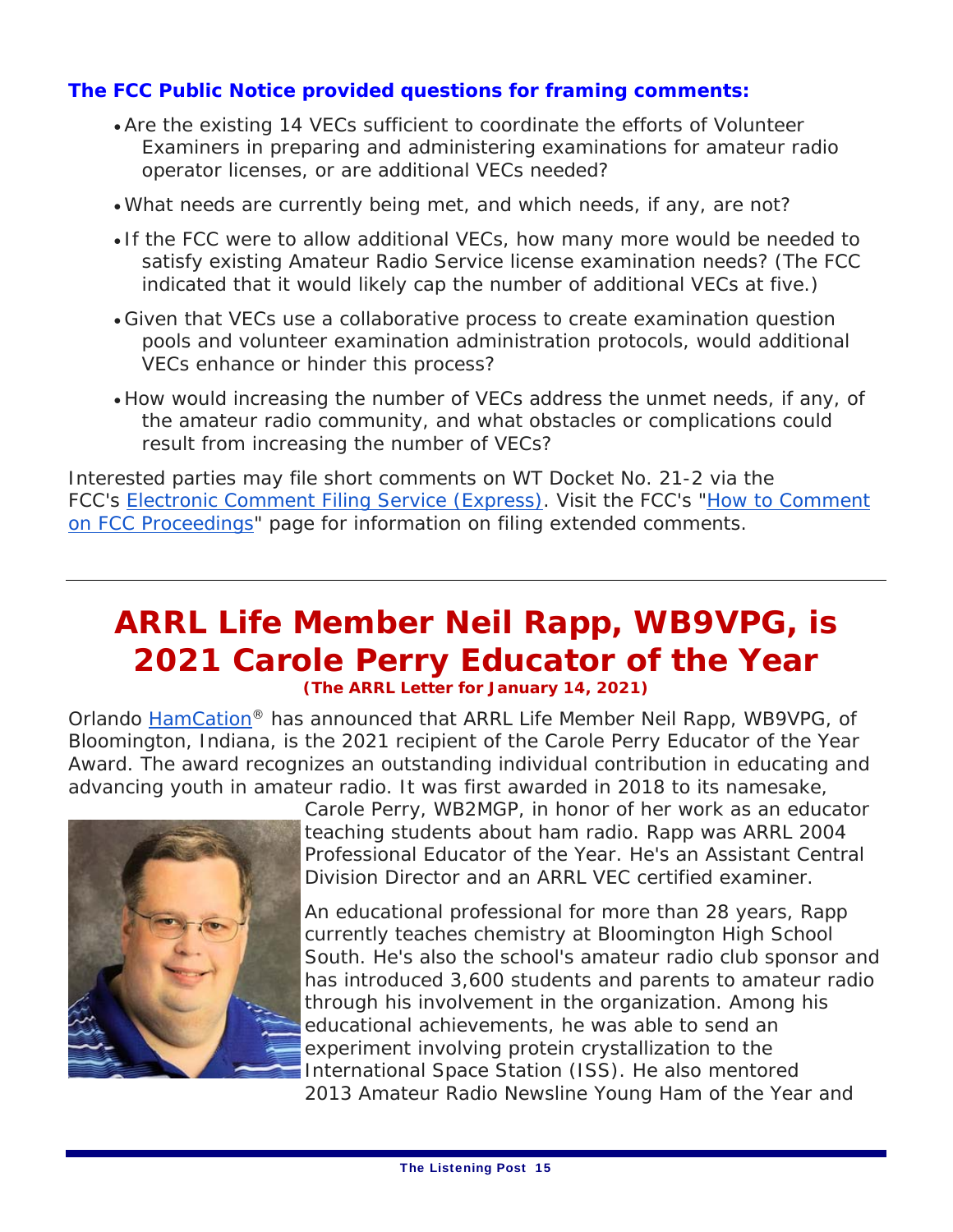**The FCC Public Notice provided questions for framing comments:**

- Are the existing 14 VECs sufficient to coordinate the efforts of Volunteer Examiners in preparing and administering examinations for amateur radio operator licenses, or are additional VECs needed?
- What needs are currently being met, and which needs, if any, are not?
- If the FCC were to allow additional VECs, how many more would be needed to satisfy existing Amateur Radio Service license examination needs? (The FCC indicated that it would likely cap the number of additional VECs at five.)
- Given that VECs use a collaborative process to create examination question pools and volunteer examination administration protocols, would additional VECs enhance or hinder this process?
- How would increasing the number of VECs address the unmet needs, if any, of the amateur radio community, and what obstacles or complications could result from increasing the number of VECs?

Interested parties may file short comments on WT Docket No. 21-2 via the FCC's Electronic Comment Filing Service (Express). Visit the FCC's "How to Comment on FCC Proceedings" page for information on filing extended comments.

---

# ARRL Life Member Neil Rapp, WB9VPG, is 2021 Carole Perry Educator of the Year

***(The ARRL Letter for January 14, 2021)***

Orlando HamCation® has announced that ARRL Life Member Neil Rapp, WB9VPG, of Bloomington, Indiana, is the 2021 recipient of the Carole Perry Educator of the Year Award. The award recognizes an outstanding individual contribution in educating and advancing youth in amateur radio. It was first awarded in 2018 to its namesake, Carole Perry, WB2MGP, in honor of her work as an educator teaching students about ham radio. Rapp was ARRL 2004 Professional Educator of the Year. He's an Assistant Central Division Director and an ARRL VEC certified examiner.

An educational professional for more than 28 years, Rapp currently teaches chemistry at Bloomington High School South. He's also the school's amateur radio club sponsor and has introduced 3,600 students and parents to amateur radio through his involvement in the organization. Among his educational achievements, he was able to send an experiment involving protein crystallization to the International Space Station (ISS). He also mentored 2013 Amateur Radio Newsline Young Ham of the Year and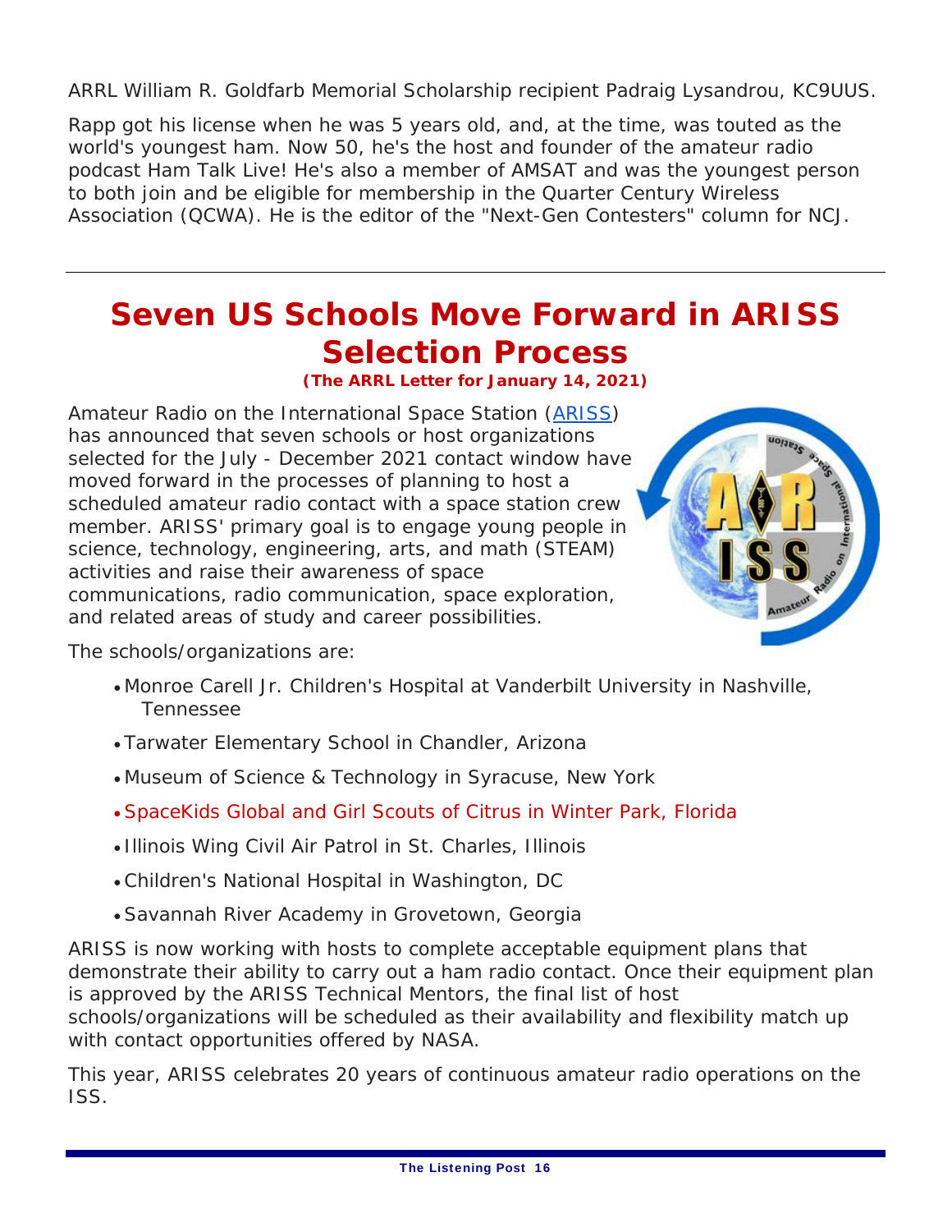ARRL William R. Goldfarb Memorial Scholarship recipient Padraig Lysandrou, KC9UUS.

Rapp got his license when he was 5 years old, and, at the time, was touted as the world's youngest ham. Now 50, he's the host and founder of the amateur radio podcast Ham Talk Live! He's also a member of AMSAT and was the youngest person to both join and be eligible for membership in the Quarter Century Wireless Association (QCWA). He is the editor of the "Next-Gen Contesters" column for NCJ.

---

# Seven US Schools Move Forward in ARISS Selection Process

***(The ARRL Letter for January 14, 2021)***

Amateur Radio on the International Space Station (ARISS) has announced that seven schools or host organizations selected for the July - December 2021 contact window have moved forward in the processes of planning to host a scheduled amateur radio contact with a space station crew member. ARISS' primary goal is to engage young people in science, technology, engineering, arts, and math (STEAM) activities and raise their awareness of space communications, radio communication, space exploration, and related areas of study and career possibilities.

The schools/organizations are:

- Monroe Carell Jr. Children's Hospital at Vanderbilt University in Nashville, Tennessee
- Tarwater Elementary School in Chandler, Arizona
- Museum of Science & Technology in Syracuse, New York
- SpaceKids Global and Girl Scouts of Citrus in Winter Park, Florida
- Illinois Wing Civil Air Patrol in St. Charles, Illinois
- Children's National Hospital in Washington, DC
- Savannah River Academy in Grovetown, Georgia

ARISS is now working with hosts to complete acceptable equipment plans that demonstrate their ability to carry out a ham radio contact. Once their equipment plan is approved by the ARISS Technical Mentors, the final list of host schools/organizations will be scheduled as their availability and flexibility match up with contact opportunities offered by NASA.

This year, ARISS celebrates 20 years of continuous amateur radio operations on the ISS.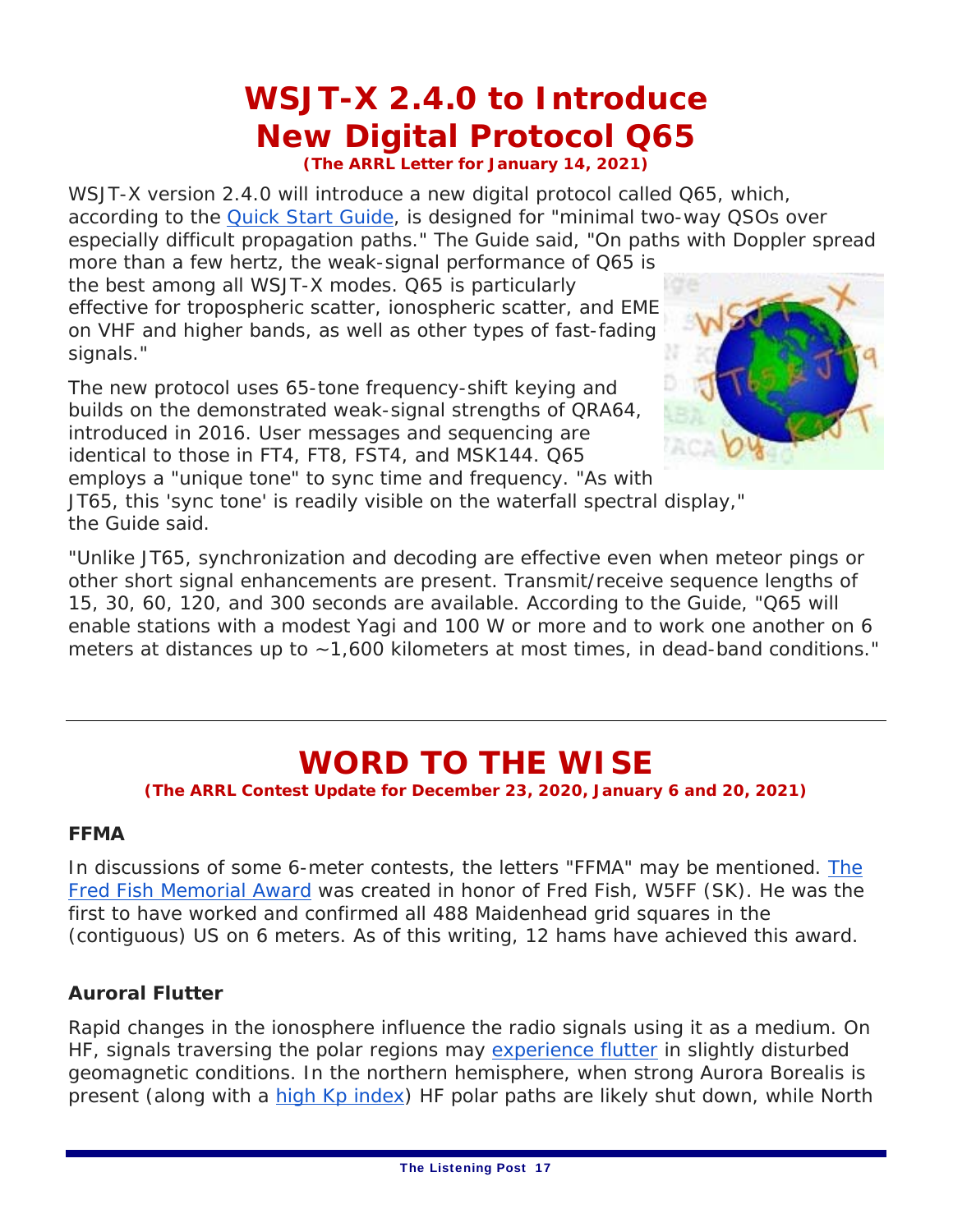# WSJT-X 2.4.0 to Introduce New Digital Protocol Q65

**(The ARRL Letter for January 14, 2021)**

WSJT-X version 2.4.0 will introduce a new digital protocol called Q65, which, according to the [Quick Start Guide](), is designed for "minimal two-way QSOs over especially difficult propagation paths." The Guide said, "On paths with Doppler spread more than a few hertz, the weak-signal performance of Q65 is the best among all WSJT-X modes. Q65 is particularly effective for tropospheric scatter, ionospheric scatter, and EME on VHF and higher bands, as well as other types of fast-fading signals."

The new protocol uses 65-tone frequency-shift keying and builds on the demonstrated weak-signal strengths of QRA64, introduced in 2016. User messages and sequencing are identical to those in FT4, FT8, FST4, and MSK144. Q65 employs a "unique tone" to sync time and frequency. "As with JT65, this 'sync tone' is readily visible on the waterfall spectral display," the Guide said.

"Unlike JT65, synchronization and decoding are effective even when meteor pings or other short signal enhancements are present. Transmit/receive sequence lengths of 15, 30, 60, 120, and 300 seconds are available. According to the Guide, "Q65 will enable stations with a modest Yagi and 100 W or more and to work one another on 6 meters at distances up to ~1,600 kilometers at most times, in dead-band conditions."

---

# WORD TO THE WISE

**(The ARRL Contest Update for December 23, 2020, January 6 and 20, 2021)**

### FFMA

In discussions of some 6-meter contests, the letters "FFMA" may be mentioned. [The Fred Fish Memorial Award]() was created in honor of Fred Fish, W5FF (SK). He was the first to have worked and confirmed all 488 Maidenhead grid squares in the (contiguous) US on 6 meters. As of this writing, 12 hams have achieved this award.

### Auroral Flutter

Rapid changes in the ionosphere influence the radio signals using it as a medium. On HF, signals traversing the polar regions may [experience flutter]() in slightly disturbed geomagnetic conditions. In the northern hemisphere, when strong Aurora Borealis is present (along with a [high Kp index]()) HF polar paths are likely shut down, while North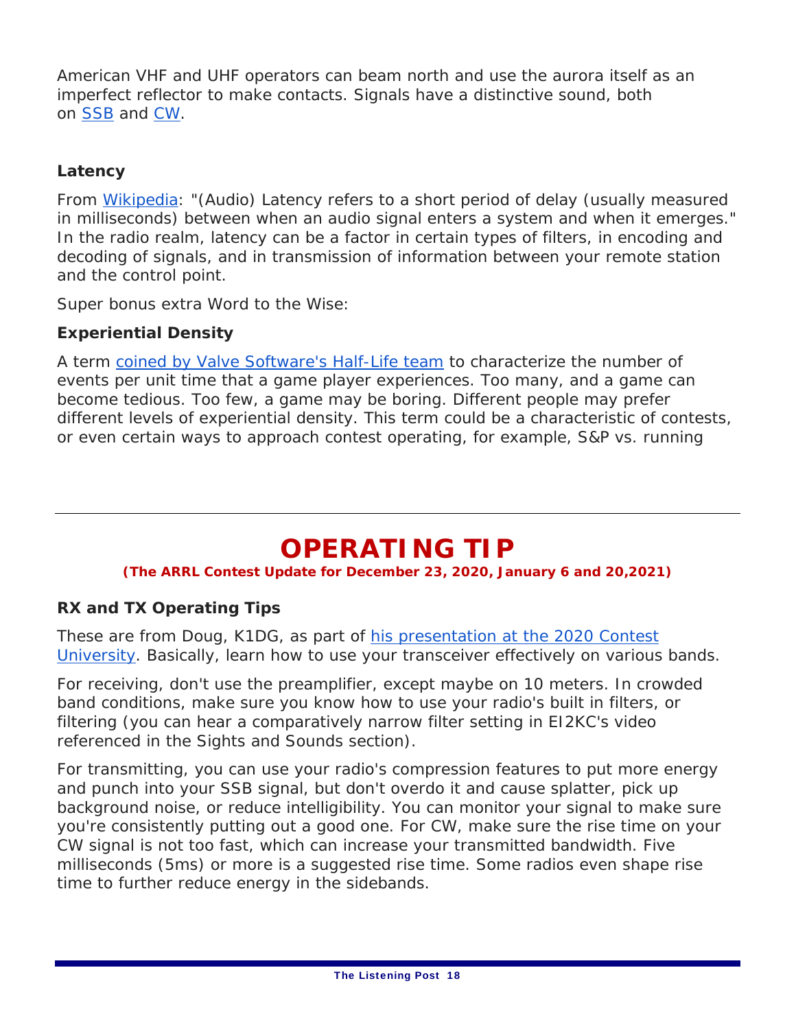American VHF and UHF operators can beam north and use the aurora itself as an imperfect reflector to make contacts. Signals have a distinctive sound, both on [SSB]() and [CW]().

**Latency**

From [Wikipedia](): "(Audio) Latency refers to a short period of delay (usually measured in milliseconds) between when an audio signal enters a system and when it emerges." In the radio realm, latency can be a factor in certain types of filters, in encoding and decoding of signals, and in transmission of information between your remote station and the control point.

Super bonus extra Word to the Wise:

**Experiential Density**

A term [coined by Valve Software's Half-Life team]() to characterize the number of events per unit time that a game player experiences. Too many, and a game can become tedious. Too few, a game may be boring. Different people may prefer different levels of experiential density. This term could be a characteristic of contests, or even certain ways to approach contest operating, for example, S&P vs. running

---

# OPERATING TIP

***(The ARRL Contest Update for December 23, 2020, January 6 and 20,2021)***

**RX and TX Operating Tips**

These are from Doug, K1DG, as part of [his presentation at the 2020 Contest University](). Basically, learn how to use your transceiver effectively on various bands.

For receiving, don't use the preamplifier, except maybe on 10 meters. In crowded band conditions, make sure you know how to use your radio's built in filters, or filtering (you can hear a comparatively narrow filter setting in EI2KC's video referenced in the Sights and Sounds section).

For transmitting, you can use your radio's compression features to put more energy and punch into your SSB signal, but don't overdo it and cause splatter, pick up background noise, or reduce intelligibility. You can monitor your signal to make sure you're consistently putting out a good one. For CW, make sure the rise time on your CW signal is not too fast, which can increase your transmitted bandwidth. Five milliseconds (5ms) or more is a suggested rise time. Some radios even shape rise time to further reduce energy in the sidebands.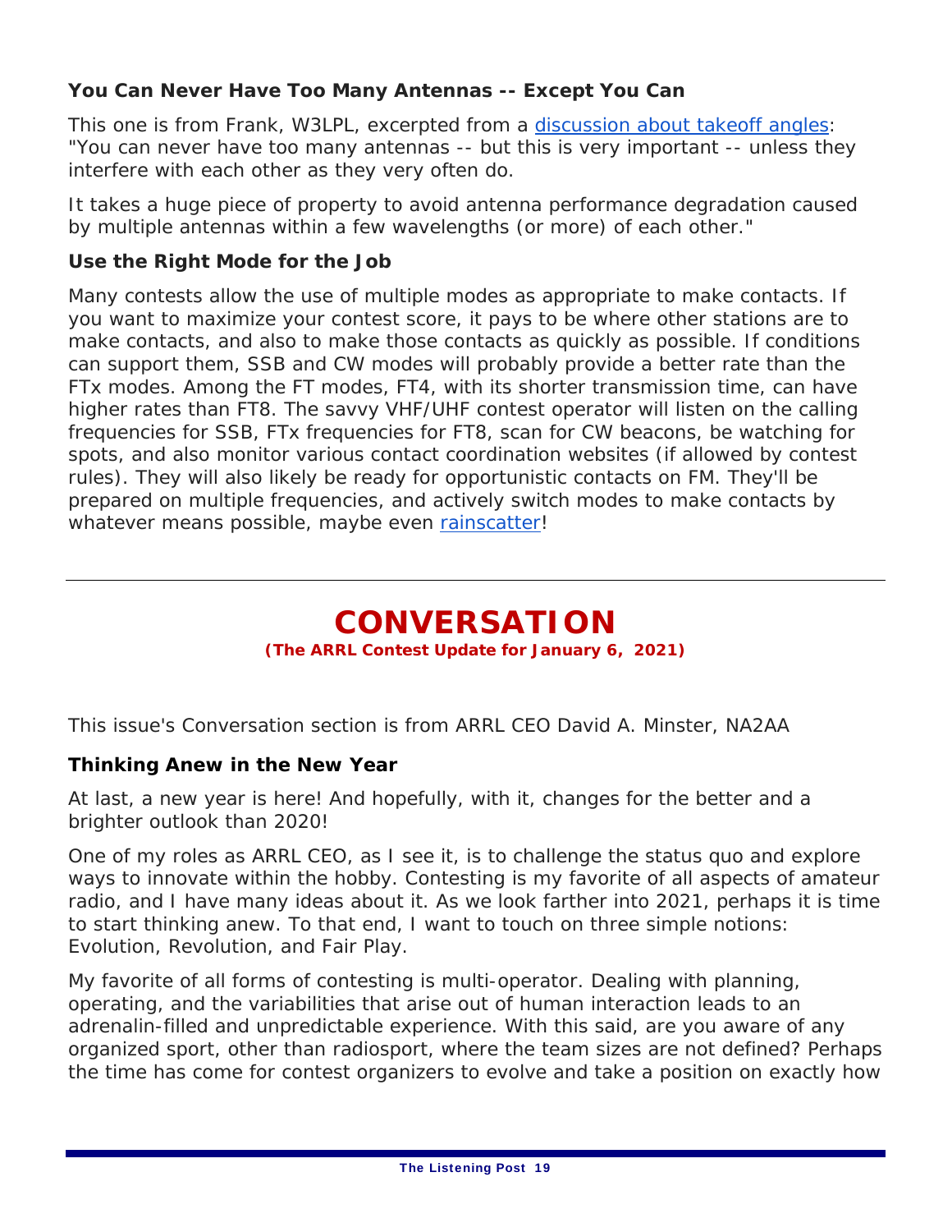### You Can Never Have Too Many Antennas -- Except You Can

This one is from Frank, W3LPL, excerpted from a [discussion about takeoff angles](#): "You can never have too many antennas -- but this is very important -- unless they interfere with each other as they very often do.

It takes a huge piece of property to avoid antenna performance degradation caused by multiple antennas within a few wavelengths (or more) of each other."

### Use the Right Mode for the Job

Many contests allow the use of multiple modes as appropriate to make contacts. If you want to maximize your contest score, it pays to be where other stations are to make contacts, and also to make those contacts as quickly as possible. If conditions can support them, SSB and CW modes will probably provide a better rate than the FTx modes. Among the FT modes, FT4, with its shorter transmission time, can have higher rates than FT8. The savvy VHF/UHF contest operator will listen on the calling frequencies for SSB, FTx frequencies for FT8, scan for CW beacons, be watching for spots, and also monitor various contact coordination websites (if allowed by contest rules). They will also likely be ready for opportunistic contacts on FM. They'll be prepared on multiple frequencies, and actively switch modes to make contacts by whatever means possible, maybe even [rainscatter](#)!

---

## CONVERSATION

**(The ARRL Contest Update for January 6, 2021)**

This issue's Conversation section is from ARRL CEO David A. Minster, NA2AA

### Thinking Anew in the New Year

At last, a new year is here! And hopefully, with it, changes for the better and a brighter outlook than 2020!

One of my roles as ARRL CEO, as I see it, is to challenge the status quo and explore ways to innovate within the hobby. Contesting is my favorite of all aspects of amateur radio, and I have many ideas about it. As we look farther into 2021, perhaps it is time to start thinking anew. To that end, I want to touch on three simple notions: Evolution, Revolution, and Fair Play.

My favorite of all forms of contesting is multi-operator. Dealing with planning, operating, and the variabilities that arise out of human interaction leads to an adrenalin-filled and unpredictable experience. With this said, are you aware of any organized sport, other than radiosport, where the team sizes are not defined? Perhaps the time has come for contest organizers to evolve and take a position on exactly how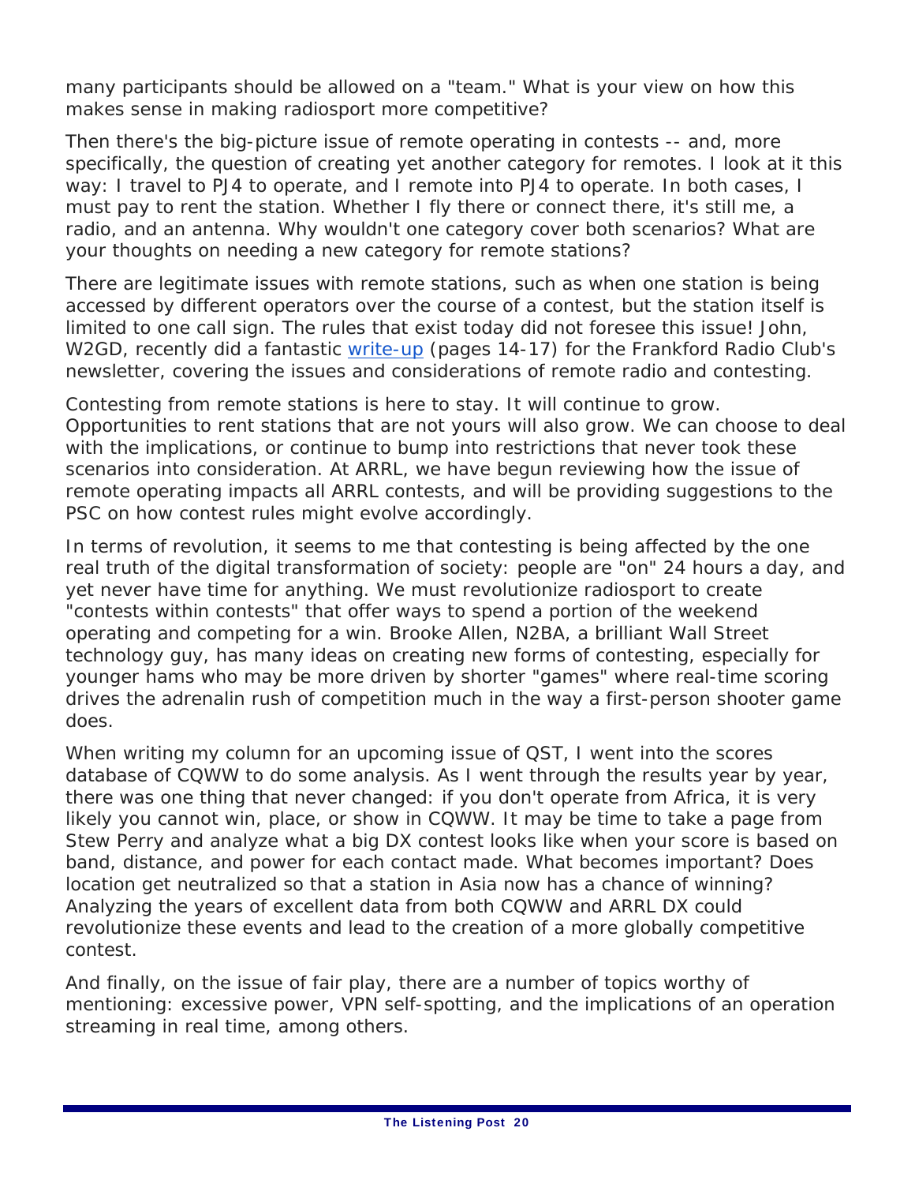many participants should be allowed on a "team." What is your view on how this makes sense in making radiosport more competitive?

Then there's the big-picture issue of remote operating in contests -- and, more specifically, the question of creating yet another category for remotes. I look at it this way: I travel to PJ4 to operate, and I remote into PJ4 to operate. In both cases, I must pay to rent the station. Whether I fly there or connect there, it's still me, a radio, and an antenna. Why wouldn't one category cover both scenarios? What are your thoughts on needing a new category for remote stations?

There are legitimate issues with remote stations, such as when one station is being accessed by different operators over the course of a contest, but the station itself is limited to one call sign. The rules that exist today did not foresee this issue! John, W2GD, recently did a fantastic write-up (pages 14-17) for the Frankford Radio Club's newsletter, covering the issues and considerations of remote radio and contesting.

Contesting from remote stations is here to stay. It will continue to grow. Opportunities to rent stations that are not yours will also grow. We can choose to deal with the implications, or continue to bump into restrictions that never took these scenarios into consideration. At ARRL, we have begun reviewing how the issue of remote operating impacts all ARRL contests, and will be providing suggestions to the PSC on how contest rules might evolve accordingly.

In terms of revolution, it seems to me that contesting is being affected by the one real truth of the digital transformation of society: people are "on" 24 hours a day, and yet never have time for anything. We must revolutionize radiosport to create "contests within contests" that offer ways to spend a portion of the weekend operating and competing for a win. Brooke Allen, N2BA, a brilliant Wall Street technology guy, has many ideas on creating new forms of contesting, especially for younger hams who may be more driven by shorter "games" where real-time scoring drives the adrenalin rush of competition much in the way a first-person shooter game does.

When writing my column for an upcoming issue of QST, I went into the scores database of CQWW to do some analysis. As I went through the results year by year, there was one thing that never changed: if you don't operate from Africa, it is very likely you cannot win, place, or show in CQWW. It may be time to take a page from Stew Perry and analyze what a big DX contest looks like when your score is based on band, distance, and power for each contact made. What becomes important? Does location get neutralized so that a station in Asia now has a chance of winning? Analyzing the years of excellent data from both CQWW and ARRL DX could revolutionize these events and lead to the creation of a more globally competitive contest.

And finally, on the issue of fair play, there are a number of topics worthy of mentioning: excessive power, VPN self-spotting, and the implications of an operation streaming in real time, among others.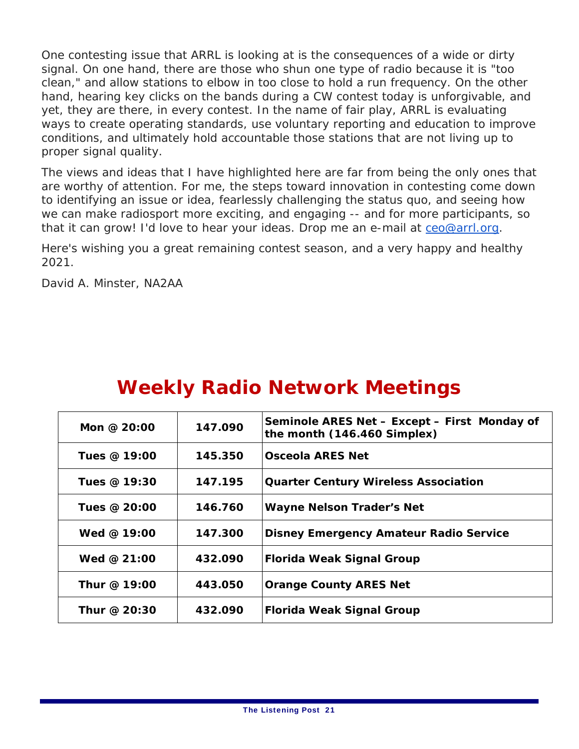One contesting issue that ARRL is looking at is the consequences of a wide or dirty signal. On one hand, there are those who shun one type of radio because it is "too clean," and allow stations to elbow in too close to hold a run frequency. On the other hand, hearing key clicks on the bands during a CW contest today is unforgivable, and yet, they are there, in every contest. In the name of fair play, ARRL is evaluating ways to create operating standards, use voluntary reporting and education to improve conditions, and ultimately hold accountable those stations that are not living up to proper signal quality.

The views and ideas that I have highlighted here are far from being the only ones that are worthy of attention. For me, the steps toward innovation in contesting come down to identifying an issue or idea, fearlessly challenging the status quo, and seeing how we can make radiosport more exciting, and engaging -- and for more participants, so that it can grow! I'd love to hear your ideas. Drop me an e-mail at ceo@arrl.org.

Here's wishing you a great remaining contest season, and a very happy and healthy 2021.

David A. Minster, NA2AA

# Weekly Radio Network Meetings

| | | |
|---|---|---|
| **Mon @ 20:00** | **147.090** | **Seminole ARES Net – Except – First Monday of the month (146.460 Simplex)** |
| **Tues @ 19:00** | **145.350** | **Osceola ARES Net** |
| **Tues @ 19:30** | **147.195** | **Quarter Century Wireless Association** |
| **Tues @ 20:00** | **146.760** | **Wayne Nelson Trader's Net** |
| **Wed @ 19:00** | **147.300** | **Disney Emergency Amateur Radio Service** |
| **Wed @ 21:00** | **432.090** | **Florida Weak Signal Group** |
| **Thur @ 19:00** | **443.050** | **Orange County ARES Net** |
| **Thur @ 20:30** | **432.090** | **Florida Weak Signal Group** |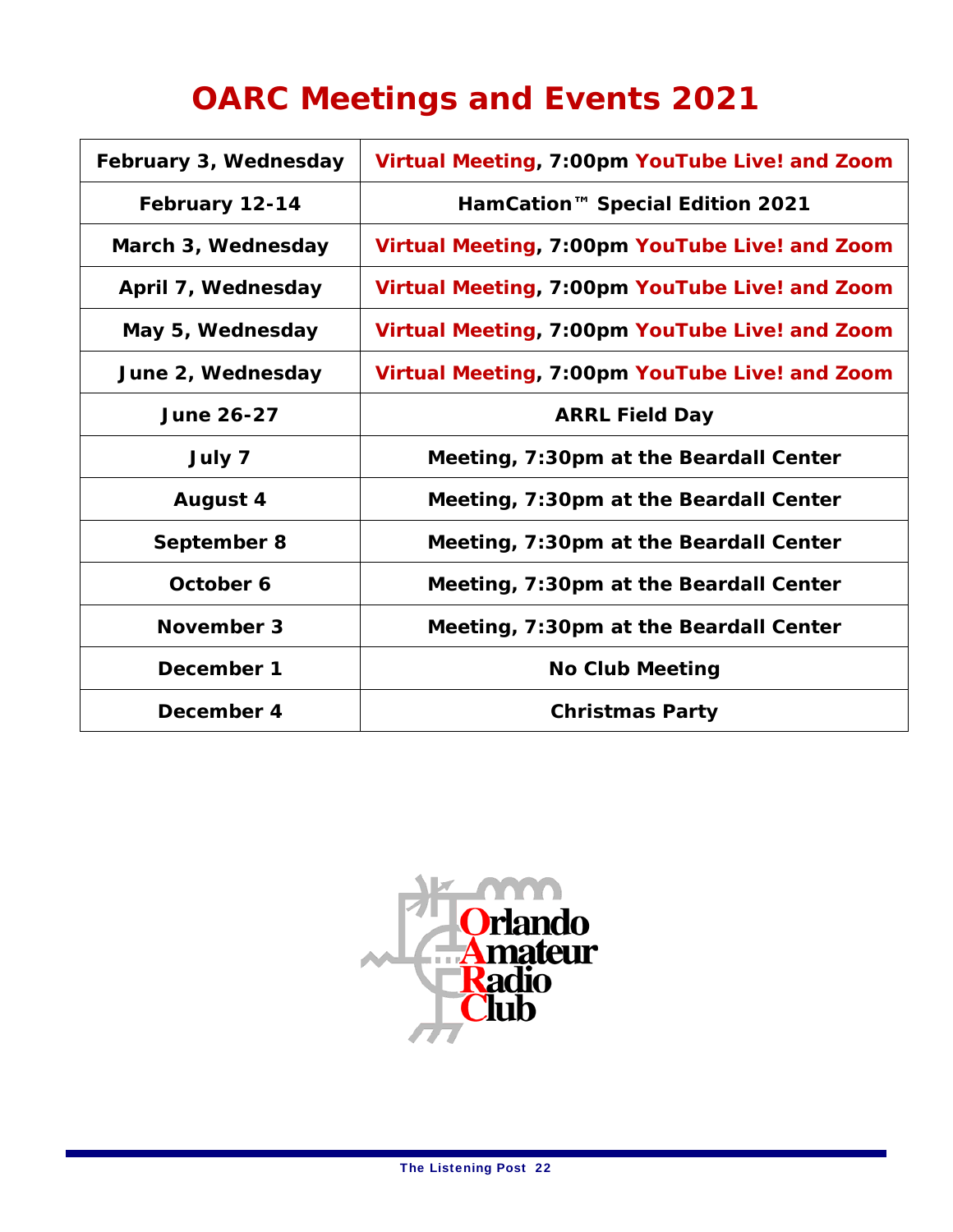# OARC Meetings and Events 2021

| | |
|---|---|
| **February 3, Wednesday** | **Virtual Meeting, 7:00pm YouTube Live! and Zoom** |
| **February 12-14** | **HamCation™ Special Edition 2021** |
| **March 3, Wednesday** | **Virtual Meeting, 7:00pm YouTube Live! and Zoom** |
| **April 7, Wednesday** | **Virtual Meeting, 7:00pm YouTube Live! and Zoom** |
| **May 5, Wednesday** | **Virtual Meeting, 7:00pm YouTube Live! and Zoom** |
| **June 2, Wednesday** | **Virtual Meeting, 7:00pm YouTube Live! and Zoom** |
| **June 26-27** | **ARRL Field Day** |
| **July 7** | **Meeting, 7:30pm at the Beardall Center** |
| **August 4** | **Meeting, 7:30pm at the Beardall Center** |
| **September 8** | **Meeting, 7:30pm at the Beardall Center** |
| **October 6** | **Meeting, 7:30pm at the Beardall Center** |
| **November 3** | **Meeting, 7:30pm at the Beardall Center** |
| **December 1** | **No Club Meeting** |
| **December 4** | **Christmas Party** |

Orlando Amateur Radio Club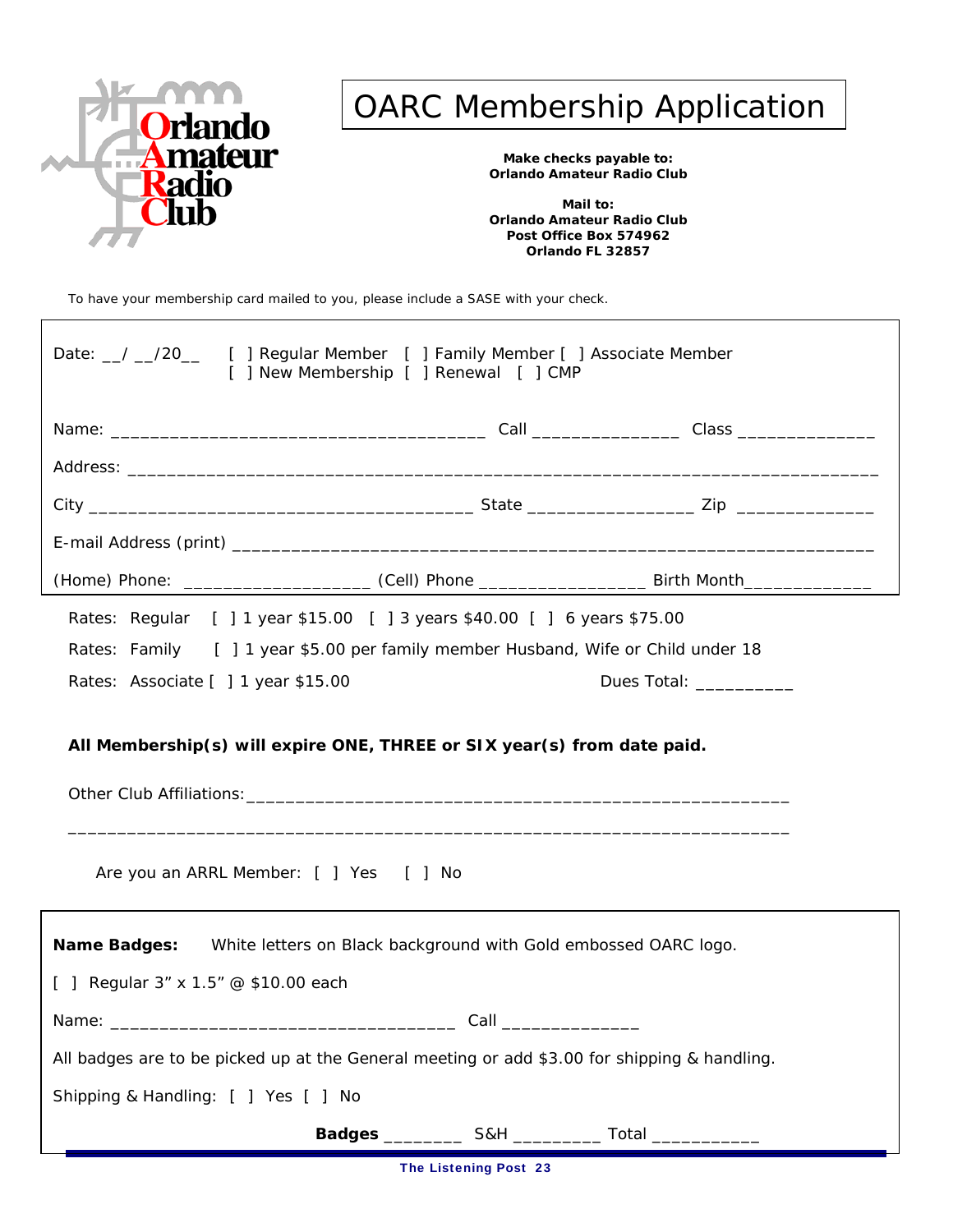Orlando Amateur Radio Club

# OARC Membership Application

**Make checks payable to:**
**Orlando Amateur Radio Club**

**Mail to:**
**Orlando Amateur Radio Club**
**Post Office Box 574962**
**Orlando FL 32857**

To have your membership card mailed to you, please include a SASE with your check.

Date: __/ __/20__ [ ] Regular Member [ ] Family Member [ ] Associate Member
[ ] New Membership [ ] Renewal [ ] CMP

Name: ____________________________________ Call _______________ Class ______________

Address: ____________________________________________________________________________

City ____________________________________ State _________________ Zip ______________

E-mail Address (print) _______________________________________________________________

(Home) Phone: ___________________ (Cell) Phone _________________ Birth Month_____________

Rates: Regular [ ] 1 year $15.00 [ ] 3 years $40.00 [ ] 6 years $75.00

Rates: Family [ ] 1 year $5.00 per family member Husband, Wife or Child under 18

Rates: Associate [ ] 1 year $15.00 Dues Total: __________

**All Membership(s) will expire ONE, THREE or SIX year(s) from date paid.**

Other Club Affiliations:________________________________________________________

______________________________________________________________________________

Are you an ARRL Member: [ ] Yes [ ] No

**Name Badges:** White letters on Black background with Gold embossed OARC logo.

[ ] Regular 3" x 1.5" @ $10.00 each

Name: ___________________________________ Call ______________

All badges are to be picked up at the General meeting or add $3.00 for shipping & handling.

Shipping & Handling: [ ] Yes [ ] No

**Badges** ________ S&H _________ Total ___________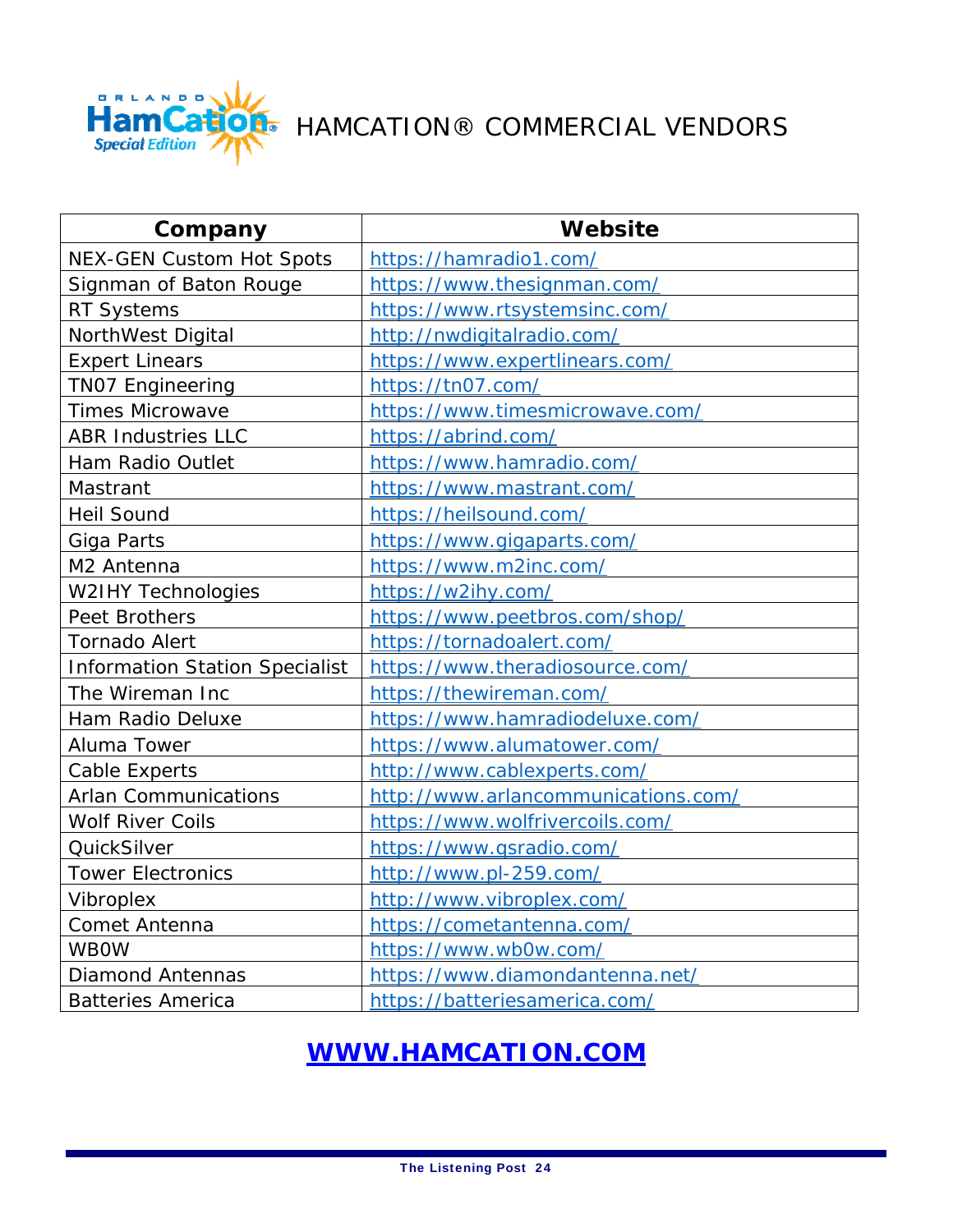# HAMCATION® COMMERCIAL VENDORS

| Company | Website |
|---|---|
| NEX-GEN Custom Hot Spots | https://hamradio1.com/ |
| Signman of Baton Rouge | https://www.thesignman.com/ |
| RT Systems | https://www.rtsystemsinc.com/ |
| NorthWest Digital | http://nwdigitalradio.com/ |
| Expert Linears | https://www.expertlinears.com/ |
| TN07 Engineering | https://tn07.com/ |
| Times Microwave | https://www.timesmicrowave.com/ |
| ABR Industries LLC | https://abrind.com/ |
| Ham Radio Outlet | https://www.hamradio.com/ |
| Mastrant | https://www.mastrant.com/ |
| Heil Sound | https://heilsound.com/ |
| Giga Parts | https://www.gigaparts.com/ |
| M2 Antenna | https://www.m2inc.com/ |
| W2IHY Technologies | https://w2ihy.com/ |
| Peet Brothers | https://www.peetbros.com/shop/ |
| Tornado Alert | https://tornadoalert.com/ |
| Information Station Specialist | https://www.theradiosource.com/ |
| The Wireman Inc | https://thewireman.com/ |
| Ham Radio Deluxe | https://www.hamradiodeluxe.com/ |
| Aluma Tower | https://www.alumatower.com/ |
| Cable Experts | http://www.cablexperts.com/ |
| Arlan Communications | http://www.arlancommunications.com/ |
| Wolf River Coils | https://www.wolfrivercoils.com/ |
| QuickSilver | https://www.qsradio.com/ |
| Tower Electronics | http://www.pl-259.com/ |
| Vibroplex | http://www.vibroplex.com/ |
| Comet Antenna | https://cometantenna.com/ |
| WB0W | https://www.wb0w.com/ |
| Diamond Antennas | https://www.diamondantenna.net/ |
| Batteries America | https://batteriesamerica.com/ |

**WWW.HAMCATION.COM**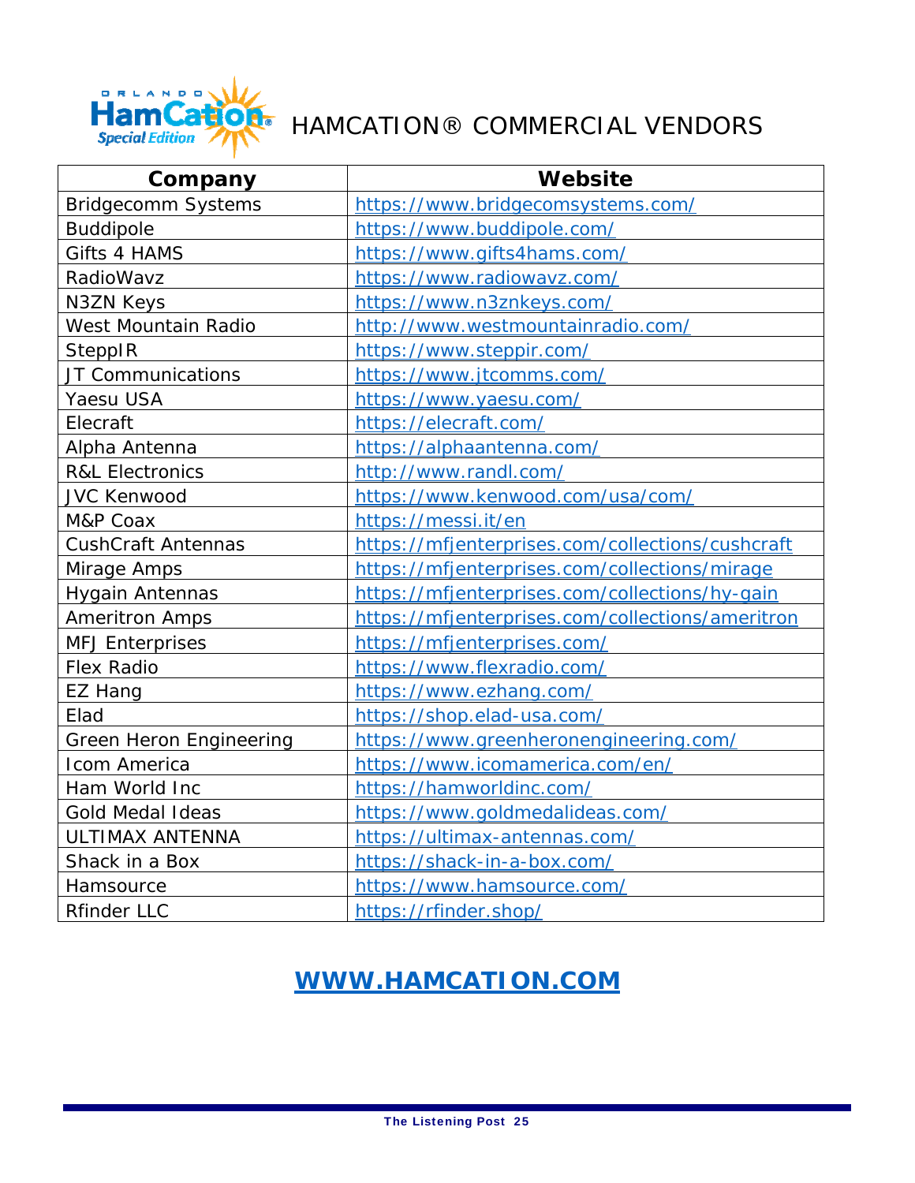# HAMCATION® COMMERCIAL VENDORS

| Company | Website |
|---|---|
| Bridgecomm Systems | https://www.bridgecomsystems.com/ |
| Buddipole | https://www.buddipole.com/ |
| Gifts 4 HAMS | https://www.gifts4hams.com/ |
| RadioWavz | https://www.radiowavz.com/ |
| N3ZN Keys | https://www.n3znkeys.com/ |
| West Mountain Radio | http://www.westmountainradio.com/ |
| SteppIR | https://www.steppir.com/ |
| JT Communications | https://www.jtcomms.com/ |
| Yaesu USA | https://www.yaesu.com/ |
| Elecraft | https://elecraft.com/ |
| Alpha Antenna | https://alphaantenna.com/ |
| R&L Electronics | http://www.randl.com/ |
| JVC Kenwood | https://www.kenwood.com/usa/com/ |
| M&P Coax | https://messi.it/en |
| CushCraft Antennas | https://mfjenterprises.com/collections/cushcraft |
| Mirage Amps | https://mfjenterprises.com/collections/mirage |
| Hygain Antennas | https://mfjenterprises.com/collections/hy-gain |
| Ameritron Amps | https://mfjenterprises.com/collections/ameritron |
| MFJ Enterprises | https://mfjenterprises.com/ |
| Flex Radio | https://www.flexradio.com/ |
| EZ Hang | https://www.ezhang.com/ |
| Elad | https://shop.elad-usa.com/ |
| Green Heron Engineering | https://www.greenheronengineering.com/ |
| Icom America | https://www.icomamerica.com/en/ |
| Ham World Inc | https://hamworldinc.com/ |
| Gold Medal Ideas | https://www.goldmedalideas.com/ |
| ULTIMAX ANTENNA | https://ultimax-antennas.com/ |
| Shack in a Box | https://shack-in-a-box.com/ |
| Hamsource | https://www.hamsource.com/ |
| Rfinder LLC | https://rfinder.shop/ |

**WWW.HAMCATION.COM**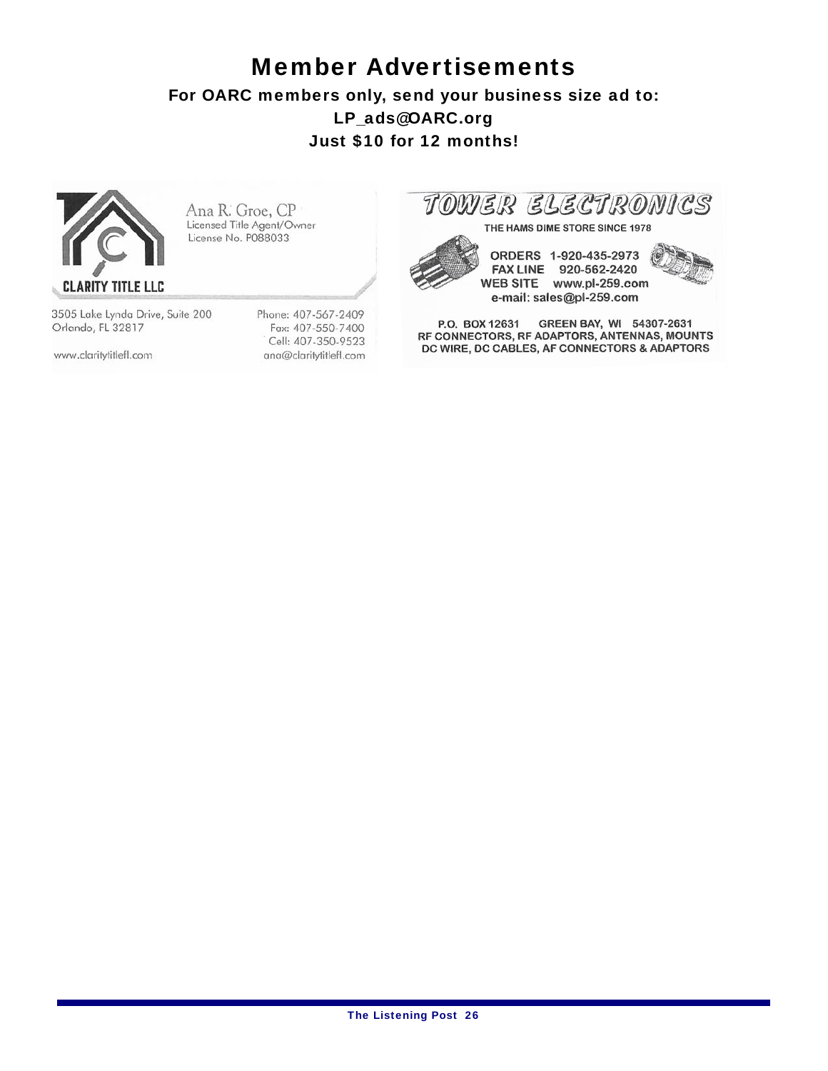# Member Advertisements

**For OARC members only, send your business size ad to:**

**LP_ads@OARC.org**

**Just $10 for 12 months!**

CLARITY TITLE LLC

Ana R. Groe, CP
Licensed Title Agent/Owner
License No. P088033

3505 Lake Lynda Drive, Suite 200
Orlando, FL 32817

www.claritytitlefl.com

Phone: 407-567-2409
Fax: 407-550-7400
Cell: 407-350-9523
ana@claritytitlefl.com

TOWER ELECTRONICS

THE HAMS DIME STORE SINCE 1978

ORDERS 1-920-435-2973
FAX LINE 920-562-2420
WEB SITE www.pl-259.com
e-mail: sales@pl-259.com

P.O. BOX 12631 GREEN BAY, WI 54307-2631
RF CONNECTORS, RF ADAPTORS, ANTENNAS, MOUNTS
DC WIRE, DC CABLES, AF CONNECTORS & ADAPTORS